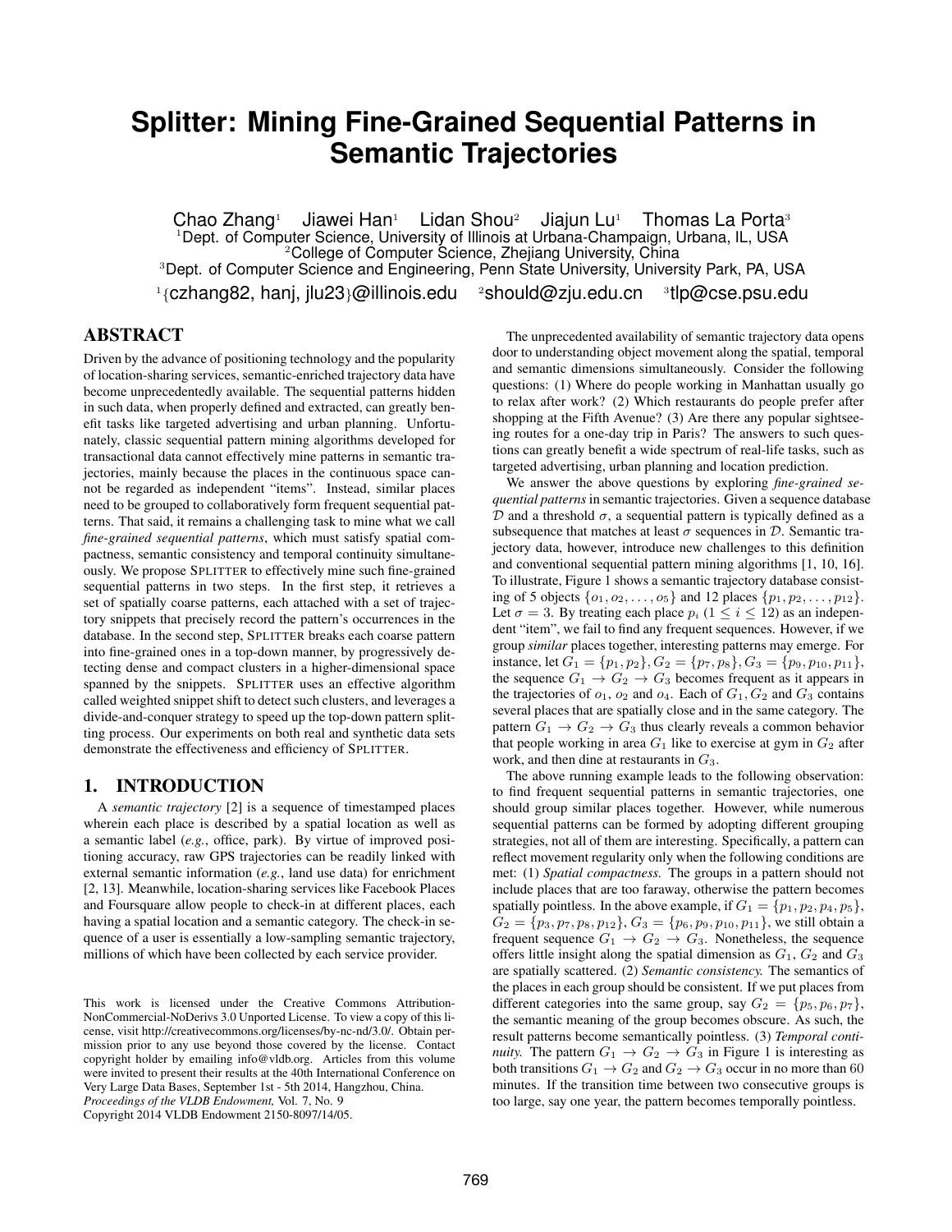# Splitter: Mining Fine-Grained Sequential Patterns in Semantic Trajectories

Chao Zhang[1] Jiawei Han[1] Lidan Shou[2] Jiajun Lu[1] Thomas La Porta[3]

[1]Dept. of Computer Science, University of Illinois at Urbana-Champaign, Urbana, IL, USA
[2]College of Computer Science, Zhejiang University, China
[3]Dept. of Computer Science and Engineering, Penn State University, University Park, PA, USA

[1]{czhang82, hanj, jlu23}@illinois.edu [2]should@zju.edu.cn [3]tlp@cse.psu.edu

## ABSTRACT

Driven by the advance of positioning technology and the popularity of location-sharing services, semantic-enriched trajectory data have become unprecedentedly available. The sequential patterns hidden in such data, when properly defined and extracted, can greatly benefit tasks like targeted advertising and urban planning. Unfortunately, classic sequential pattern mining algorithms developed for transactional data cannot effectively mine patterns in semantic trajectories, mainly because the places in the continuous space cannot be regarded as independent "items". Instead, similar places need to be grouped to collaboratively form frequent sequential patterns. That said, it remains a challenging task to mine what we call *fine-grained sequential patterns*, which must satisfy spatial compactness, semantic consistency and temporal continuity simultaneously. We propose SPLITTER to effectively mine such fine-grained sequential patterns in two steps. In the first step, it retrieves a set of spatially coarse patterns, each attached with a set of trajectory snippets that precisely record the pattern's occurrences in the database. In the second step, SPLITTER breaks each coarse pattern into fine-grained ones in a top-down manner, by progressively detecting dense and compact clusters in a higher-dimensional space spanned by the snippets. SPLITTER uses an effective algorithm called weighted snippet shift to detect such clusters, and leverages a divide-and-conquer strategy to speed up the top-down pattern splitting process. Our experiments on both real and synthetic data sets demonstrate the effectiveness and efficiency of SPLITTER.

## 1. INTRODUCTION

A *semantic trajectory* [2] is a sequence of timestamped places wherein each place is described by a spatial location as well as a semantic label (*e.g.*, office, park). By virtue of improved positioning accuracy, raw GPS trajectories can be readily linked with external semantic information (*e.g.*, land use data) for enrichment [2, 13]. Meanwhile, location-sharing services like Facebook Places and Foursquare allow people to check-in at different places, each having a spatial location and a semantic category. The check-in sequence of a user is essentially a low-sampling semantic trajectory, millions of which have been collected by each service provider.

This work is licensed under the Creative Commons Attribution-NonCommercial-NoDerivs 3.0 Unported License. To view a copy of this license, visit http://creativecommons.org/licenses/by-nc-nd/3.0/. Obtain permission prior to any use beyond those covered by the license. Contact copyright holder by emailing info@vldb.org. Articles from this volume were invited to present their results at the 40th International Conference on Very Large Data Bases, September 1st - 5th 2014, Hangzhou, China.
*Proceedings of the VLDB Endowment,* Vol. 7, No. 9
Copyright 2014 VLDB Endowment 2150-8097/14/05.

The unprecedented availability of semantic trajectory data opens door to understanding object movement along the spatial, temporal and semantic dimensions simultaneously. Consider the following questions: (1) Where do people working in Manhattan usually go to relax after work? (2) Which restaurants do people prefer after shopping at the Fifth Avenue? (3) Are there any popular sightseeing routes for a one-day trip in Paris? The answers to such questions can greatly benefit a wide spectrum of real-life tasks, such as targeted advertising, urban planning and location prediction.

We answer the above questions by exploring *fine-grained sequential patterns* in semantic trajectories. Given a sequence database $\mathcal{D}$ and a threshold $\sigma$, a sequential pattern is typically defined as a subsequence that matches at least $\sigma$ sequences in $\mathcal{D}$. Semantic trajectory data, however, introduce new challenges to this definition and conventional sequential pattern mining algorithms [1, 10, 16]. To illustrate, Figure 1 shows a semantic trajectory database consisting of 5 objects $\{o_1, o_2, \dots, o_5\}$ and 12 places $\{p_1, p_2, \dots, p_{12}\}$. Let $\sigma = 3$. By treating each place $p_i$ ($1 \leq i \leq 12$) as an independent "item", we fail to find any frequent sequences. However, if we group *similar* places together, interesting patterns may emerge. For instance, let $G_1 = \{p_1, p_2\}, G_2 = \{p_7, p_8\}, G_3 = \{p_9, p_{10}, p_{11}\}$, the sequence $G_1 \to G_2 \to G_3$ becomes frequent as it appears in the trajectories of $o_1$, $o_2$ and $o_4$. Each of $G_1, G_2$ and $G_3$ contains several places that are spatially close and in the same category. The pattern $G_1 \to G_2 \to G_3$ thus clearly reveals a common behavior that people working in area $G_1$ like to exercise at gym in $G_2$ after work, and then dine at restaurants in $G_3$.

The above running example leads to the following observation: to find frequent sequential patterns in semantic trajectories, one should group similar places together. However, while numerous sequential patterns can be formed by adopting different grouping strategies, not all of them are interesting. Specifically, a pattern can reflect movement regularity only when the following conditions are met: (1) *Spatial compactness.* The groups in a pattern should not include places that are too faraway, otherwise the pattern becomes spatially pointless. In the above example, if $G_1 = \{p_1, p_2, p_4, p_5\}$, $G_2 = \{p_3, p_7, p_8, p_{12}\}, G_3 = \{p_6, p_9, p_{10}, p_{11}\}$, we still obtain a frequent sequence $G_1 \to G_2 \to G_3$. Nonetheless, the sequence offers little insight along the spatial dimension as $G_1$, $G_2$ and $G_3$ are spatially scattered. (2) *Semantic consistency.* The semantics of the places in each group should be consistent. If we put places from different categories into the same group, say $G_2 = \{p_5, p_6, p_7\}$, the semantic meaning of the group becomes obscure. As such, the result patterns become semantically pointless. (3) *Temporal continuity.* The pattern $G_1 \to G_2 \to G_3$ in Figure 1 is interesting as both transitions $G_1 \to G_2$ and $G_2 \to G_3$ occur in no more than 60 minutes. If the transition time between two consecutive groups is too large, say one year, the pattern becomes temporally pointless.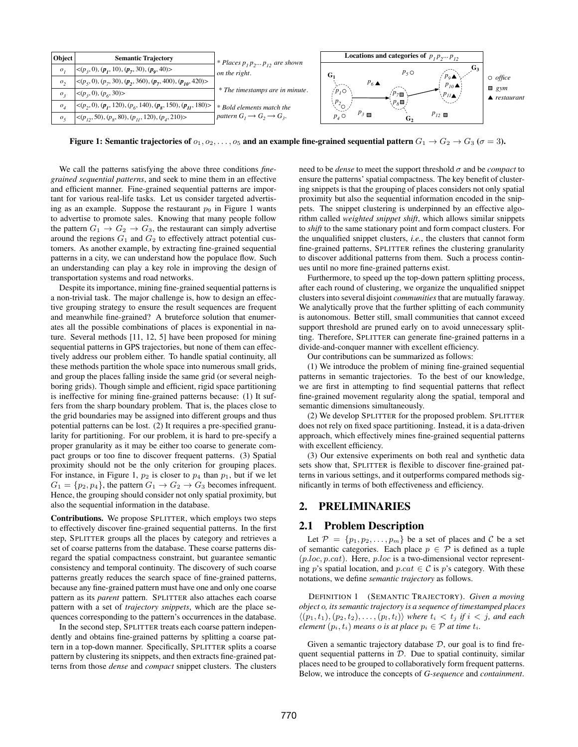| Object | Semantic Trajectory |
|---|---|
| $o_1$ | $\langle(p_3, 0), (\boldsymbol{p_1}, 10), (\boldsymbol{p_7}, 30), (\boldsymbol{p_9}, 40)\rangle$ |
| $o_2$ | $\langle(p_5, 0), (p_7, 30), (\boldsymbol{p_2}, 360), (\boldsymbol{p_7}, 400), (\boldsymbol{p_{10}}, 420)\rangle$ |
| $o_3$ | $\langle(p_3, 0), (p_6, 30)\rangle$ |
| $o_4$ | $\langle(p_2, 0), (\boldsymbol{p_1}, 120), (p_6, 140), (\boldsymbol{p_8}, 150), (\boldsymbol{p_{11}}, 180)\rangle$ |
| $o_5$ | $\langle(p_{12}, 50), (p_8, 80), (p_{11}, 120), (p_4, 210)\rangle$ |

\* Places $p_1 p_2 ... p_{12}$ are shown on the right.

\* The timestamps are in minute.

\* Bold elements match the pattern $G_1 \rightarrow G_2 \rightarrow G_3$.

Locations and categories of $p_1 p_2 ... p_{12}$

○ office ■ gym ▲ restaurant

**Figure 1: Semantic trajectories of $o_1, o_2, \ldots, o_5$ and an example fine-grained sequential pattern $G_1 \rightarrow G_2 \rightarrow G_3$ ($\sigma = 3$).**

We call the patterns satisfying the above three conditions *fine-grained sequential patterns*, and seek to mine them in an effective and efficient manner. Fine-grained sequential patterns are important for various real-life tasks. Let us consider targeted advertising as an example. Suppose the restaurant $p_9$ in Figure 1 wants to advertise to promote sales. Knowing that many people follow the pattern $G_1 \rightarrow G_2 \rightarrow G_3$, the restaurant can simply advertise around the regions $G_1$ and $G_2$ to effectively attract potential customers. As another example, by extracting fine-grained sequential patterns in a city, we can understand how the populace flow. Such an understanding can play a key role in improving the design of transportation systems and road networks.

Despite its importance, mining fine-grained sequential patterns is a non-trivial task. The major challenge is, how to design an effective grouping strategy to ensure the result sequences are frequent and meanwhile fine-grained? A bruteforce solution that enumerates all the possible combinations of places is exponential in nature. Several methods [11, 12, 5] have been proposed for mining sequential patterns in GPS trajectories, but none of them can effectively address our problem either. To handle spatial continuity, all these methods partition the whole space into numerous small grids, and group the places falling inside the same grid (or several neighboring grids). Though simple and efficient, rigid space partitioning is ineffective for mining fine-grained patterns because: (1) It suffers from the sharp boundary problem. That is, the places close to the grid boundaries may be assigned into different groups and thus potential patterns can be lost. (2) It requires a pre-specified granularity for partitioning. For our problem, it is hard to pre-specify a proper granularity as it may be either too coarse to generate compact groups or too fine to discover frequent patterns. (3) Spatial proximity should not be the only criterion for grouping places. For instance, in Figure 1, $p_2$ is closer to $p_4$ than $p_1$, but if we let $G_1 = \{p_2, p_4\}$, the pattern $G_1 \rightarrow G_2 \rightarrow G_3$ becomes infrequent. Hence, the grouping should consider not only spatial proximity, but also the sequential information in the database.

**Contributions.** We propose SPLITTER, which employs two steps to effectively discover fine-grained sequential patterns. In the first step, SPLITTER groups all the places by category and retrieves a set of coarse patterns from the database. These coarse patterns disregard the spatial compactness constraint, but guarantee semantic consistency and temporal continuity. The discovery of such coarse patterns greatly reduces the search space of fine-grained patterns, because any fine-grained pattern must have one and only one coarse pattern as its *parent* pattern. SPLITTER also attaches each coarse pattern with a set of *trajectory snippets*, which are the place sequences corresponding to the pattern's occurrences in the database.

In the second step, SPLITTER treats each coarse pattern independently and obtains fine-grained patterns by splitting a coarse pattern in a top-down manner. Specifically, SPLITTER splits a coarse pattern by clustering its snippets, and then extracts fine-grained patterns from those *dense* and *compact* snippet clusters. The clusters need to be *dense* to meet the support threshold $\sigma$ and be *compact* to ensure the patterns' spatial compactness. The key benefit of clustering snippets is that the grouping of places considers not only spatial proximity but also the sequential information encoded in the snippets. The snippet clustering is underpinned by an effective algorithm called *weighted snippet shift*, which allows similar snippets to *shift* to the same stationary point and form compact clusters. For the unqualified snippet clusters, *i.e.*, the clusters that cannot form fine-grained patterns, SPLITTER refines the clustering granularity to discover additional patterns from them. Such a process continues until no more fine-grained patterns exist.

Furthermore, to speed up the top-down pattern splitting process, after each round of clustering, we organize the unqualified snippet clusters into several disjoint *communities* that are mutually faraway. We analytically prove that the further splitting of each community is autonomous. Better still, small communities that cannot exceed support threshold are pruned early on to avoid unnecessary splitting. Therefore, SPLITTER can generate fine-grained patterns in a divide-and-conquer manner with excellent efficiency.

Our contributions can be summarized as follows:

(1) We introduce the problem of mining fine-grained sequential patterns in semantic trajectories. To the best of our knowledge, we are first in attempting to find sequential patterns that reflect fine-grained movement regularity along the spatial, temporal and semantic dimensions simultaneously.

(2) We develop SPLITTER for the proposed problem. SPLITTER does not rely on fixed space partitioning. Instead, it is a data-driven approach, which effectively mines fine-grained sequential patterns with excellent efficiency.

(3) Our extensive experiments on both real and synthetic data sets show that, SPLITTER is flexible to discover fine-grained patterns in various settings, and it outperforms compared methods significantly in terms of both effectiveness and efficiency.

## 2. PRELIMINARIES

### 2.1 Problem Description

Let $\mathcal{P} = \{p_1, p_2, \ldots, p_m\}$ be a set of places and $\mathcal{C}$ be a set of semantic categories. Each place $p \in \mathcal{P}$ is defined as a tuple $(p.loc, p.cat)$. Here, $p.loc$ is a two-dimensional vector representing $p$'s spatial location, and $p.cat \in \mathcal{C}$ is $p$'s category. With these notations, we define *semantic trajectory* as follows.

DEFINITION 1 (SEMANTIC TRAJECTORY). *Given a moving object o, its semantic trajectory is a sequence of timestamped places $\langle(p_1, t_1), (p_2, t_2), \ldots, (p_l, t_l)\rangle$ where $t_i < t_j$ if $i < j$, and each element $(p_i, t_i)$ means o is at place $p_i \in \mathcal{P}$ at time $t_i$.*

Given a semantic trajectory database $\mathcal{D}$, our goal is to find frequent sequential patterns in $\mathcal{D}$. Due to spatial continuity, similar places need to be grouped to collaboratively form frequent patterns. Below, we introduce the concepts of *G-sequence* and *containment*.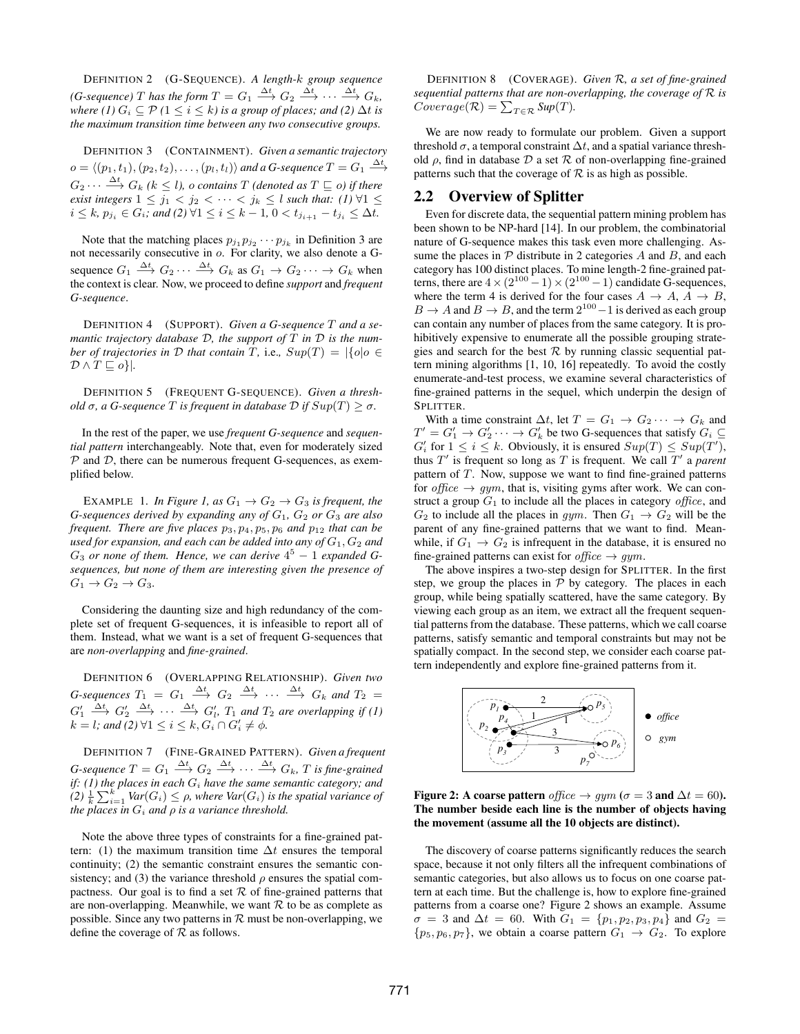DEFINITION 2 (G-SEQUENCE). *A length-$k$ group sequence (G-sequence) $T$ has the form $T = G_1 \xrightarrow{\Delta t} G_2 \xrightarrow{\Delta t} \cdots \xrightarrow{\Delta t} G_k$, where (1) $G_i \subseteq \mathcal{P}$ ($1 \leq i \leq k$) is a group of places; and (2) $\Delta t$ is the maximum transition time between any two consecutive groups.*

DEFINITION 3 (CONTAINMENT). *Given a semantic trajectory $o = \langle (p_1, t_1), (p_2, t_2), \ldots, (p_l, t_l) \rangle$ and a G-sequence $T = G_1 \xrightarrow{\Delta t} G_2 \cdots \xrightarrow{\Delta t} G_k$ ($k \leq l$), $o$ contains $T$ (denoted as $T \sqsubseteq o$) if there exist integers $1 \leq j_1 < j_2 < \cdots < j_k \leq l$ such that: (1) $\forall 1 \leq i \leq k$, $p_{j_i} \in G_i$; and (2) $\forall 1 \leq i \leq k-1$, $0 < t_{j_{i+1}} - t_{j_i} \leq \Delta t$.*

Note that the matching places $p_{j_1} p_{j_2} \cdots p_{j_k}$ in Definition 3 are not necessarily consecutive in $o$. For clarity, we also denote a G-sequence $G_1 \xrightarrow{\Delta t} G_2 \cdots \xrightarrow{\Delta t} G_k$ as $G_1 \to G_2 \cdots \to G_k$ when the context is clear. Now, we proceed to define *support* and *frequent G-sequence*.

DEFINITION 4 (SUPPORT). *Given a G-sequence $T$ and a semantic trajectory database $\mathcal{D}$, the support of $T$ in $\mathcal{D}$ is the number of trajectories in $\mathcal{D}$ that contain $T$, i.e., $Sup(T) = |\{o | o \in \mathcal{D} \wedge T \sqsubseteq o\}|$.*

DEFINITION 5 (FREQUENT G-SEQUENCE). *Given a threshold $\sigma$, a G-sequence $T$ is frequent in database $\mathcal{D}$ if $Sup(T) \geq \sigma$.*

In the rest of the paper, we use *frequent G-sequence* and *sequential pattern* interchangeably. Note that, even for moderately sized $\mathcal{P}$ and $\mathcal{D}$, there can be numerous frequent G-sequences, as exemplified below.

EXAMPLE 1. *In Figure 1, as $G_1 \to G_2 \to G_3$ is frequent, the G-sequences derived by expanding any of $G_1$, $G_2$ or $G_3$ are also frequent. There are five places $p_3, p_4, p_5, p_6$ and $p_{12}$ that can be used for expansion, and each can be added into any of $G_1, G_2$ and $G_3$ or none of them. Hence, we can derive $4^5 - 1$ expanded G-sequences, but none of them are interesting given the presence of $G_1 \to G_2 \to G_3$.*

Considering the daunting size and high redundancy of the complete set of frequent G-sequences, it is infeasible to report all of them. Instead, what we want is a set of frequent G-sequences that are *non-overlapping* and *fine-grained*.

DEFINITION 6 (OVERLAPPING RELATIONSHIP). *Given two G-sequences $T_1 = G_1 \xrightarrow{\Delta t} G_2 \xrightarrow{\Delta t} \cdots \xrightarrow{\Delta t} G_k$ and $T_2 = G'_1 \xrightarrow{\Delta t} G'_2 \xrightarrow{\Delta t} \cdots \xrightarrow{\Delta t} G'_l$, $T_1$ and $T_2$ are overlapping if (1) $k = l$; and (2) $\forall 1 \leq i \leq k, G_i \cap G'_i \neq \phi$.*

DEFINITION 7 (FINE-GRAINED PATTERN). *Given a frequent G-sequence $T = G_1 \xrightarrow{\Delta t} G_2 \xrightarrow{\Delta t} \cdots \xrightarrow{\Delta t} G_k$, $T$ is fine-grained if: (1) the places in each $G_i$ have the same semantic category; and (2) $\frac{1}{k}\sum_{i=1}^{k} Var(G_i) \leq \rho$, where $Var(G_i)$ is the spatial variance of the places in $G_i$ and $\rho$ is a variance threshold.*

Note the above three types of constraints for a fine-grained pattern: (1) the maximum transition time $\Delta t$ ensures the temporal continuity; (2) the semantic constraint ensures the semantic consistency; and (3) the variance threshold $\rho$ ensures the spatial compactness. Our goal is to find a set $\mathcal{R}$ of fine-grained patterns that are non-overlapping. Meanwhile, we want $\mathcal{R}$ to be as complete as possible. Since any two patterns in $\mathcal{R}$ must be non-overlapping, we define the coverage of $\mathcal{R}$ as follows.

DEFINITION 8 (COVERAGE). *Given $\mathcal{R}$, a set of fine-grained sequential patterns that are non-overlapping, the coverage of $\mathcal{R}$ is $Coverage(\mathcal{R}) = \sum_{T \in \mathcal{R}} Sup(T)$.*

We are now ready to formulate our problem. Given a support threshold $\sigma$, a temporal constraint $\Delta t$, and a spatial variance threshold $\rho$, find in database $\mathcal{D}$ a set $\mathcal{R}$ of non-overlapping fine-grained patterns such that the coverage of $\mathcal{R}$ is as high as possible.

## 2.2 Overview of Splitter

Even for discrete data, the sequential pattern mining problem has been shown to be NP-hard [14]. In our problem, the combinatorial nature of G-sequence makes this task even more challenging. Assume the places in $\mathcal{P}$ distribute in 2 categories $A$ and $B$, and each category has 100 distinct places. To mine length-2 fine-grained patterns, there are $4 \times (2^{100} - 1) \times (2^{100} - 1)$ candidate G-sequences, where the term 4 is derived for the four cases $A \to A$, $A \to B$, $B \to A$ and $B \to B$, and the term $2^{100} - 1$ is derived as each group can contain any number of places from the same category. It is prohibitively expensive to enumerate all the possible grouping strategies and search for the best $\mathcal{R}$ by running classic sequential pattern mining algorithms [1, 10, 16] repeatedly. To avoid the costly enumerate-and-test process, we examine several characteristics of fine-grained patterns in the sequel, which underpin the design of SPLITTER.

With a time constraint $\Delta t$, let $T = G_1 \to G_2 \cdots \to G_k$ and $T' = G'_1 \to G'_2 \cdots \to G'_k$ be two G-sequences that satisfy $G_i \subseteq G'_i$ for $1 \leq i \leq k$. Obviously, it is ensured $Sup(T) \leq Sup(T')$, thus $T'$ is frequent so long as $T$ is frequent. We call $T'$ a *parent* pattern of $T$. Now, suppose we want to find fine-grained patterns for $office \to gym$, that is, visiting gyms after work. We can construct a group $G_1$ to include all the places in category $office$, and $G_2$ to include all the places in $gym$. Then $G_1 \to G_2$ will be the parent of any fine-grained patterns that we want to find. Meanwhile, if $G_1 \to G_2$ is infrequent in the database, it is ensured no fine-grained patterns can exist for $office \to gym$.

The above inspires a two-step design for SPLITTER. In the first step, we group the places in $\mathcal{P}$ by category. The places in each group, while being spatially scattered, have the same category. By viewing each group as an item, we extract all the frequent sequential patterns from the database. These patterns, which we call coarse patterns, satisfy semantic and temporal constraints but may not be spatially compact. In the second step, we consider each coarse pattern independently and explore fine-grained patterns from it.

**Figure 2: A coarse pattern $office \to gym$ ($\sigma = 3$ and $\Delta t = 60$). The number beside each line is the number of objects having the movement (assume all the 10 objects are distinct).**

The discovery of coarse patterns significantly reduces the search space, because it not only filters all the infrequent combinations of semantic categories, but also allows us to focus on one coarse pattern at each time. But the challenge is, how to explore fine-grained patterns from a coarse one? Figure 2 shows an example. Assume $\sigma = 3$ and $\Delta t = 60$. With $G_1 = \{p_1, p_2, p_3, p_4\}$ and $G_2 = \{p_5, p_6, p_7\}$, we obtain a coarse pattern $G_1 \to G_2$. To explore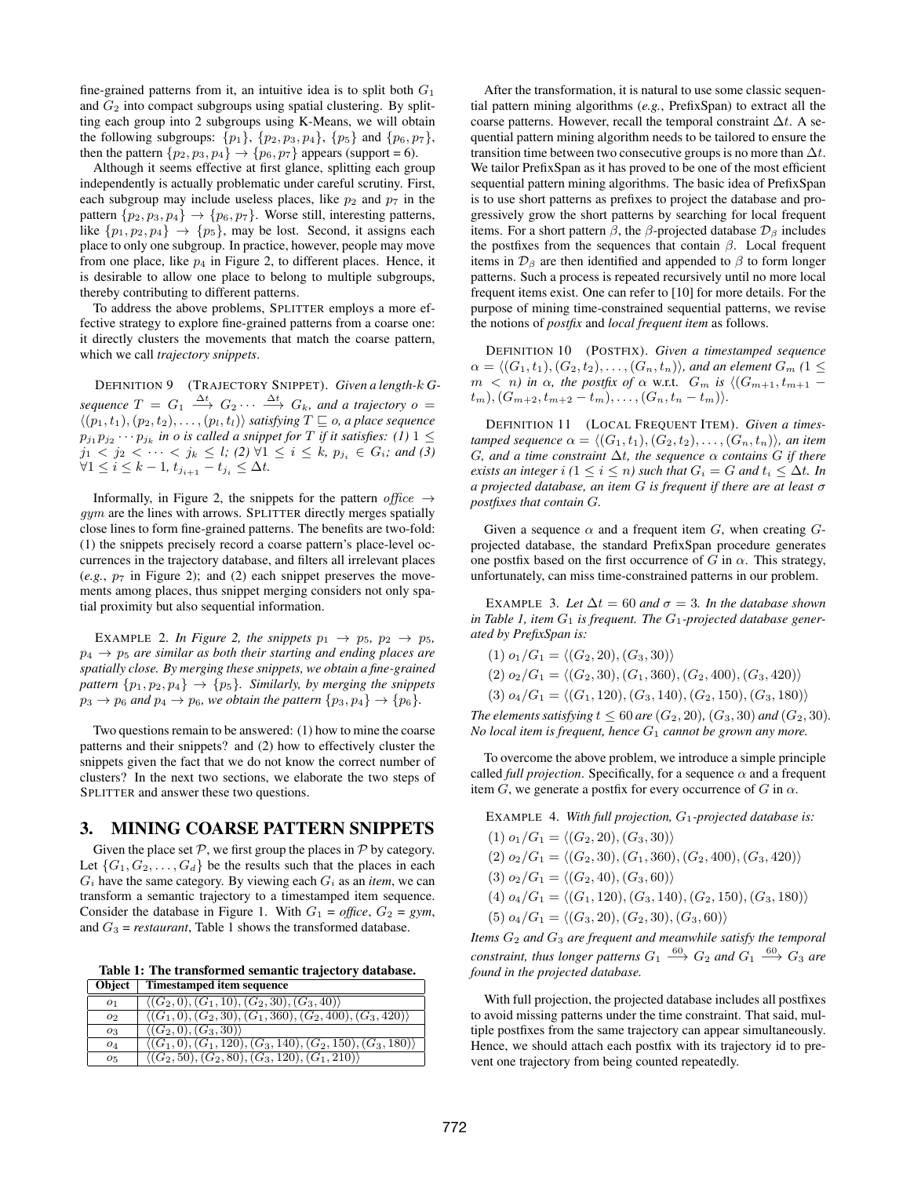fine-grained patterns from it, an intuitive idea is to split both $G_1$ and $G_2$ into compact subgroups using spatial clustering. By splitting each group into 2 subgroups using K-Means, we will obtain the following subgroups: $\{p_1\}$, $\{p_2, p_3, p_4\}$, $\{p_5\}$ and $\{p_6, p_7\}$, then the pattern $\{p_2, p_3, p_4\} \rightarrow \{p_6, p_7\}$ appears (support = 6).

Although it seems effective at first glance, splitting each group independently is actually problematic under careful scrutiny. First, each subgroup may include useless places, like $p_2$ and $p_7$ in the pattern $\{p_2, p_3, p_4\} \rightarrow \{p_6, p_7\}$. Worse still, interesting patterns, like $\{p_1, p_2, p_4\} \rightarrow \{p_5\}$, may be lost. Second, it assigns each place to only one subgroup. In practice, however, people may move from one place, like $p_4$ in Figure 2, to different places. Hence, it is desirable to allow one place to belong to multiple subgroups, thereby contributing to different patterns.

To address the above problems, SPLITTER employs a more effective strategy to explore fine-grained patterns from a coarse one: it directly clusters the movements that match the coarse pattern, which we call *trajectory snippets*.

DEFINITION 9 (TRAJECTORY SNIPPET). *Given a length-k G-sequence $T = G_1 \xrightarrow{\Delta t} G_2 \cdots \xrightarrow{\Delta t} G_k$, and a trajectory $o = \langle (p_1, t_1), (p_2, t_2), \ldots, (p_l, t_l) \rangle$ satisfying $T \sqsubseteq o$, a place sequence $p_{j_1} p_{j_2} \cdots p_{j_k}$ in o is called a snippet for T if it satisfies: (1) $1 \leq j_1 < j_2 < \cdots < j_k \leq l$; (2) $\forall 1 \leq i \leq k$, $p_{j_i} \in G_i$; and (3) $\forall 1 \leq i \leq k-1$, $t_{j_{i+1}} - t_{j_i} \leq \Delta t$.*

Informally, in Figure 2, the snippets for the pattern *office* $\rightarrow$ *gym* are the lines with arrows. SPLITTER directly merges spatially close lines to form fine-grained patterns. The benefits are two-fold: (1) the snippets precisely record a coarse pattern's place-level occurrences in the trajectory database, and filters all irrelevant places (*e.g.*, $p_7$ in Figure 2); and (2) each snippet preserves the movements among places, thus snippet merging considers not only spatial proximity but also sequential information.

EXAMPLE 2. *In Figure 2, the snippets $p_1 \rightarrow p_5$, $p_2 \rightarrow p_5$, $p_4 \rightarrow p_5$ are similar as both their starting and ending places are spatially close. By merging these snippets, we obtain a fine-grained pattern $\{p_1, p_2, p_4\} \rightarrow \{p_5\}$. Similarly, by merging the snippets $p_3 \rightarrow p_6$ and $p_4 \rightarrow p_6$, we obtain the pattern $\{p_3, p_4\} \rightarrow \{p_6\}$.*

Two questions remain to be answered: (1) how to mine the coarse patterns and their snippets? and (2) how to effectively cluster the snippets given the fact that we do not know the correct number of clusters? In the next two sections, we elaborate the two steps of SPLITTER and answer these two questions.

## 3. MINING COARSE PATTERN SNIPPETS

Given the place set $\mathcal{P}$, we first group the places in $\mathcal{P}$ by category. Let $\{G_1, G_2, \ldots, G_d\}$ be the results such that the places in each $G_i$ have the same category. By viewing each $G_i$ as an *item*, we can transform a semantic trajectory to a timestamped item sequence. Consider the database in Figure 1. With $G_1$ = *office*, $G_2$ = *gym*, and $G_3$ = *restaurant*, Table 1 shows the transformed database.

**Table 1: The transformed semantic trajectory database.**

| Object | Timestamped item sequence |
|---|---|
| $o_1$ | $\langle (G_2, 0), (G_1, 10), (G_2, 30), (G_3, 40) \rangle$ |
| $o_2$ | $\langle (G_1, 0), (G_2, 30), (G_1, 360), (G_2, 400), (G_3, 420) \rangle$ |
| $o_3$ | $\langle (G_2, 0), (G_3, 30) \rangle$ |
| $o_4$ | $\langle (G_1, 0), (G_1, 120), (G_3, 140), (G_2, 150), (G_3, 180) \rangle$ |
| $o_5$ | $\langle (G_2, 50), (G_2, 80), (G_3, 120), (G_1, 210) \rangle$ |

After the transformation, it is natural to use some classic sequential pattern mining algorithms (*e.g.*, PrefixSpan) to extract all the coarse patterns. However, recall the temporal constraint $\Delta t$. A sequential pattern mining algorithm needs to be tailored to ensure the transition time between two consecutive groups is no more than $\Delta t$. We tailor PrefixSpan as it has proved to be one of the most efficient sequential pattern mining algorithms. The basic idea of PrefixSpan is to use short patterns as prefixes to project the database and progressively grow the short patterns by searching for local frequent items. For a short pattern $\beta$, the $\beta$-projected database $\mathcal{D}_\beta$ includes the postfixes from the sequences that contain $\beta$. Local frequent items in $\mathcal{D}_\beta$ are then identified and appended to $\beta$ to form longer patterns. Such a process is repeated recursively until no more local frequent items exist. One can refer to [10] for more details. For the purpose of mining time-constrained sequential patterns, we revise the notions of *postfix* and *local frequent item* as follows.

DEFINITION 10 (POSTFIX). *Given a timestamped sequence $\alpha = \langle (G_1, t_1), (G_2, t_2), \ldots, (G_n, t_n) \rangle$, and an element $G_m$ ($1 \leq m < n$) in $\alpha$, the postfix of $\alpha$ w.r.t. $G_m$ is $\langle (G_{m+1}, t_{m+1} - t_m), (G_{m+2}, t_{m+2} - t_m), \ldots, (G_n, t_n - t_m) \rangle$.*

DEFINITION 11 (LOCAL FREQUENT ITEM). *Given a timestamped sequence $\alpha = \langle (G_1, t_1), (G_2, t_2), \ldots, (G_n, t_n) \rangle$, an item G, and a time constraint $\Delta t$, the sequence $\alpha$ contains G if there exists an integer i ($1 \leq i \leq n$) such that $G_i = G$ and $t_i \leq \Delta t$. In a projected database, an item G is frequent if there are at least $\sigma$ postfixes that contain G.*

Given a sequence $\alpha$ and a frequent item $G$, when creating $G$-projected database, the standard PrefixSpan procedure generates one postfix based on the first occurrence of $G$ in $\alpha$. This strategy, unfortunately, can miss time-constrained patterns in our problem.

EXAMPLE 3. *Let $\Delta t = 60$ and $\sigma = 3$. In the database shown in Table 1, item $G_1$ is frequent. The $G_1$-projected database generated by PrefixSpan is:*

(1) $o_1/G_1 = \langle (G_2, 20), (G_3, 30) \rangle$

(2) $o_2/G_1 = \langle (G_2, 30), (G_1, 360), (G_2, 400), (G_3, 420) \rangle$

(3) $o_4/G_1 = \langle (G_1, 120), (G_3, 140), (G_2, 150), (G_3, 180) \rangle$

*The elements satisfying $t \leq 60$ are $(G_2, 20)$, $(G_3, 30)$ and $(G_2, 30)$. No local item is frequent, hence $G_1$ cannot be grown any more.*

To overcome the above problem, we introduce a simple principle called *full projection*. Specifically, for a sequence $\alpha$ and a frequent item $G$, we generate a postfix for every occurrence of $G$ in $\alpha$.

EXAMPLE 4. *With full projection, $G_1$-projected database is:*

(1) $o_1/G_1 = \langle (G_2, 20), (G_3, 30) \rangle$

(2) $o_2/G_1 = \langle (G_2, 30), (G_1, 360), (G_2, 400), (G_3, 420) \rangle$

(3) $o_2/G_1 = \langle (G_2, 40), (G_3, 60) \rangle$

(4) $o_4/G_1 = \langle (G_1, 120), (G_3, 140), (G_2, 150), (G_3, 180) \rangle$

(5) $o_4/G_1 = \langle (G_3, 20), (G_2, 30), (G_3, 60) \rangle$

*Items $G_2$ and $G_3$ are frequent and meanwhile satisfy the temporal constraint, thus longer patterns $G_1 \xrightarrow{60} G_2$ and $G_1 \xrightarrow{60} G_3$ are found in the projected database.*

With full projection, the projected database includes all postfixes to avoid missing patterns under the time constraint. That said, multiple postfixes from the same trajectory can appear simultaneously. Hence, we should attach each postfix with its trajectory id to prevent one trajectory from being counted repeatedly.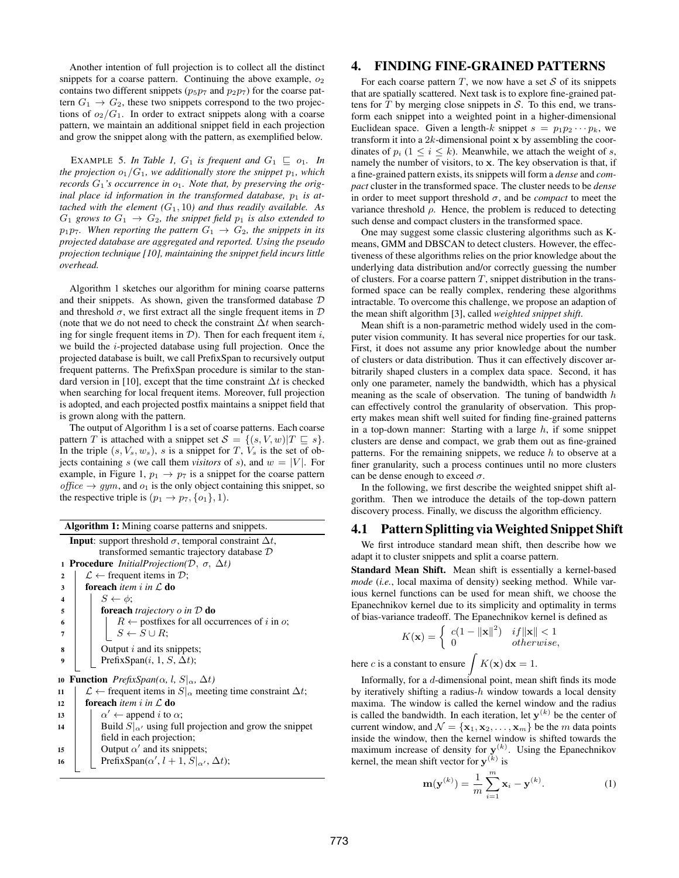Another intention of full projection is to collect all the distinct snippets for a coarse pattern. Continuing the above example, $o_2$ contains two different snippets ($p_5p_7$ and $p_2p_7$) for the coarse pattern $G_1 \rightarrow G_2$, these two snippets correspond to the two projections of $o_2/G_1$. In order to extract snippets along with a coarse pattern, we maintain an additional snippet field in each projection and grow the snippet along with the pattern, as exemplified below.

EXAMPLE 5. *In Table 1, $G_1$ is frequent and $G_1 \sqsubseteq o_1$. In the projection $o_1/G_1$, we additionally store the snippet $p_1$, which records $G_1$'s occurrence in $o_1$. Note that, by preserving the original place id information in the transformed database, $p_1$ is attached with the element $(G_1, 10)$ and thus readily available. As $G_1$ grows to $G_1 \rightarrow G_2$, the snippet field $p_1$ is also extended to $p_1p_7$. When reporting the pattern $G_1 \rightarrow G_2$, the snippets in its projected database are aggregated and reported. Using the pseudo projection technique [10], maintaining the snippet field incurs little overhead.*

Algorithm 1 sketches our algorithm for mining coarse patterns and their snippets. As shown, given the transformed database $\mathcal{D}$ and threshold $\sigma$, we first extract all the single frequent items in $\mathcal{D}$ (note that we do not need to check the constraint $\Delta t$ when searching for single frequent items in $\mathcal{D}$). Then for each frequent item $i$, we build the $i$-projected database using full projection. Once the projected database is built, we call PrefixSpan to recursively output frequent patterns. The PrefixSpan procedure is similar to the standard version in [10], except that the time constraint $\Delta t$ is checked when searching for local frequent items. Moreover, full projection is adopted, and each projected postfix maintains a snippet field that is grown along with the pattern.

The output of Algorithm 1 is a set of coarse patterns. Each coarse pattern $T$ is attached with a snippet set $\mathcal{S} = \{(s, V, w) | T \sqsubseteq s\}$. In the triple $(s, V_s, w_s)$, $s$ is a snippet for $T$, $V_s$ is the set of objects containing $s$ (we call them *visitors* of $s$), and $w = |V|$. For example, in Figure 1, $p_1 \rightarrow p_7$ is a snippet for the coarse pattern *office* $\rightarrow$ *gym*, and $o_1$ is the only object containing this snippet, so the respective triple is $(p_1 \rightarrow p_7, \{o_1\}, 1)$.

**Algorithm 1:** Mining coarse patterns and snippets.

```
Input: support threshold σ, temporal constraint Δt,
       transformed semantic trajectory database D
1  Procedure InitialProjection(D, σ, Δt)
2      L ← frequent items in D;
3      foreach item i in L do
4          S ← φ;
5          foreach trajectory o in D do
6              R ← postfixes for all occurrences of i in o;
7              S ← S ∪ R;
8          Output i and its snippets;
9          PrefixSpan(i, 1, S, Δt);
10 Function PrefixSpan(α, l, S|α, Δt)
11     L ← frequent items in S|α meeting time constraint Δt;
12     foreach item i in L do
13         α' ← append i to α;
14         Build S|α' using full projection and grow the snippet
           field in each projection;
15         Output α' and its snippets;
16         PrefixSpan(α', l + 1, S|α', Δt);
```

## 4. FINDING FINE-GRAINED PATTERNS

For each coarse pattern $T$, we now have a set $\mathcal{S}$ of its snippets that are spatially scattered. Next task is to explore fine-grained patterns for $T$ by merging close snippets in $\mathcal{S}$. To this end, we transform each snippet into a weighted point in a higher-dimensional Euclidean space. Given a length-$k$ snippet $s = p_1p_2 \cdots p_k$, we transform it into a $2k$-dimensional point $\mathbf{x}$ by assembling the coordinates of $p_i$ ($1 \leq i \leq k$). Meanwhile, we attach the weight of $s$, namely the number of visitors, to $\mathbf{x}$. The key observation is that, if a fine-grained pattern exists, its snippets will form a *dense* and *compact* cluster in the transformed space. The cluster needs to be *dense* in order to meet support threshold $\sigma$, and be *compact* to meet the variance threshold $\rho$. Hence, the problem is reduced to detecting such dense and compact clusters in the transformed space.

One may suggest some classic clustering algorithms such as K-means, GMM and DBSCAN to detect clusters. However, the effectiveness of these algorithms relies on the prior knowledge about the underlying data distribution and/or correctly guessing the number of clusters. For a coarse pattern $T$, snippet distribution in the transformed space can be really complex, rendering these algorithms intractable. To overcome this challenge, we propose an adaption of the mean shift algorithm [3], called *weighted snippet shift*.

Mean shift is a non-parametric method widely used in the computer vision community. It has several nice properties for our task. First, it does not assume any prior knowledge about the number of clusters or data distribution. Thus it can effectively discover arbitrarily shaped clusters in a complex data space. Second, it has only one parameter, namely the bandwidth, which has a physical meaning as the scale of observation. The tuning of bandwidth $h$ can effectively control the granularity of observation. This property makes mean shift well suited for finding fine-grained patterns in a top-down manner: Starting with a large $h$, if some snippet clusters are dense and compact, we grab them out as fine-grained patterns. For the remaining snippets, we reduce $h$ to observe at a finer granularity, such a process continues until no more clusters can be dense enough to exceed $\sigma$.

In the following, we first describe the weighted snippet shift algorithm. Then we introduce the details of the top-down pattern discovery process. Finally, we discuss the algorithm efficiency.

### 4.1 Pattern Splitting via Weighted Snippet Shift

We first introduce standard mean shift, then describe how we adapt it to cluster snippets and split a coarse pattern.

**Standard Mean Shift.** Mean shift is essentially a kernel-based *mode* (*i.e.*, local maxima of density) seeking method. While various kernel functions can be used for mean shift, we choose the Epanechnikov kernel due to its simplicity and optimality in terms of bias-variance tradeoff. The Epanechnikov kernel is defined as

$$K(\mathbf{x}) = \begin{cases} c(1 - \|\mathbf{x}\|^2) & if \|\mathbf{x}\| < 1 \\ 0 & otherwise, \end{cases}$$

here $c$ is a constant to ensure $\int K(\mathbf{x})\,d\mathbf{x} = 1$.

Informally, for a $d$-dimensional point, mean shift finds its mode by iteratively shifting a radius-$h$ window towards a local density maxima. The window is called the kernel window and the radius is called the bandwidth. In each iteration, let $\mathbf{y}^{(k)}$ be the center of current window, and $\mathcal{N} = \{\mathbf{x}_1, \mathbf{x}_2, \ldots, \mathbf{x}_m\}$ be the $m$ data points inside the window, then the kernel window is shifted towards the maximum increase of density for $\mathbf{y}^{(k)}$. Using the Epanechnikov kernel, the mean shift vector for $\mathbf{y}^{(k)}$ is

$$\mathbf{m}(\mathbf{y}^{(k)}) = \frac{1}{m} \sum_{i=1}^{m} \mathbf{x}_i - \mathbf{y}^{(k)}. \tag{1}$$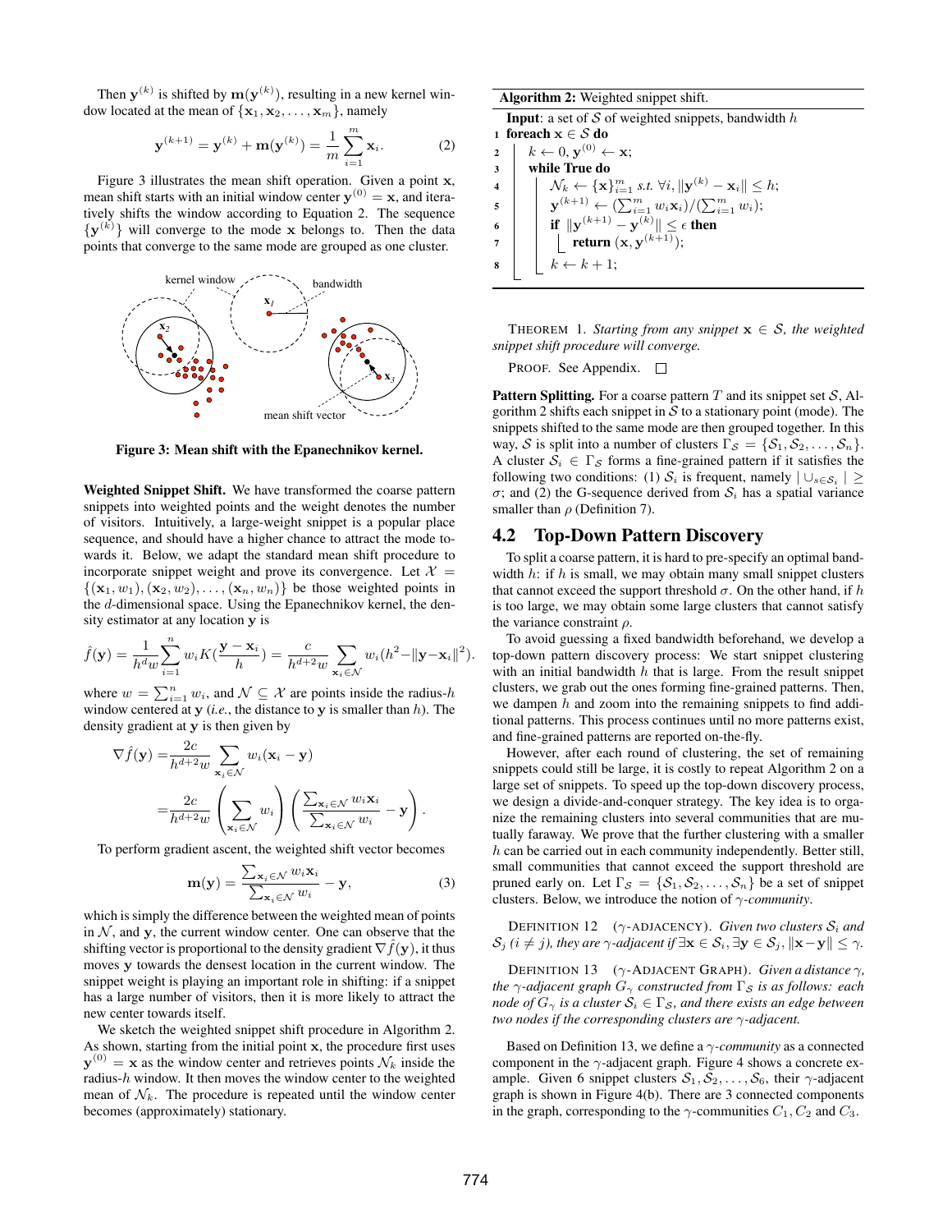Then $\mathbf{y}^{(k)}$ is shifted by $\mathbf{m}(\mathbf{y}^{(k)})$, resulting in a new kernel window located at the mean of $\{\mathbf{x}_1, \mathbf{x}_2, \ldots, \mathbf{x}_m\}$, namely

$$\mathbf{y}^{(k+1)} = \mathbf{y}^{(k)} + \mathbf{m}(\mathbf{y}^{(k)}) = \frac{1}{m}\sum_{i=1}^{m} \mathbf{x}_i. \tag{2}$$

Figure 3 illustrates the mean shift operation. Given a point $\mathbf{x}$, mean shift starts with an initial window center $\mathbf{y}^{(0)} = \mathbf{x}$, and iteratively shifts the window according to Equation 2. The sequence $\{\mathbf{y}^{(k)}\}$ will converge to the mode $\mathbf{x}$ belongs to. Then the data points that converge to the same mode are grouped as one cluster.

**Figure 3: Mean shift with the Epanechnikov kernel.**

**Weighted Snippet Shift.** We have transformed the coarse pattern snippets into weighted points and the weight denotes the number of visitors. Intuitively, a large-weight snippet is a popular place sequence, and should have a higher chance to attract the mode towards it. Below, we adapt the standard mean shift procedure to incorporate snippet weight and prove its convergence. Let $\mathcal{X} = \{(\mathbf{x}_1, w_1), (\mathbf{x}_2, w_2), \ldots, (\mathbf{x}_n, w_n)\}$ be those weighted points in the $d$-dimensional space. Using the Epanechnikov kernel, the density estimator at any location $\mathbf{y}$ is

$$\hat{f}(\mathbf{y}) = \frac{1}{h^d w}\sum_{i=1}^{n} w_i K\left(\frac{\mathbf{y} - \mathbf{x}_i}{h}\right) = \frac{c}{h^{d+2} w}\sum_{\mathbf{x}_i \in \mathcal{N}} w_i (h^2 - \|\mathbf{y} - \mathbf{x}_i\|^2).$$

where $w = \sum_{i=1}^{n} w_i$, and $\mathcal{N} \subseteq \mathcal{X}$ are points inside the radius-$h$ window centered at $\mathbf{y}$ (*i.e.*, the distance to $\mathbf{y}$ is smaller than $h$). The density gradient at $\mathbf{y}$ is then given by

$$\begin{aligned}
\nabla \hat{f}(\mathbf{y}) &= \frac{2c}{h^{d+2} w}\sum_{\mathbf{x}_i \in \mathcal{N}} w_i (\mathbf{x}_i - \mathbf{y}) \\
&= \frac{2c}{h^{d+2} w}\left(\sum_{\mathbf{x}_i \in \mathcal{N}} w_i\right)\left(\frac{\sum_{\mathbf{x}_i \in \mathcal{N}} w_i \mathbf{x}_i}{\sum_{\mathbf{x}_i \in \mathcal{N}} w_i} - \mathbf{y}\right).
\end{aligned}$$

To perform gradient ascent, the weighted shift vector becomes

$$\mathbf{m}(\mathbf{y}) = \frac{\sum_{\mathbf{x}_i \in \mathcal{N}} w_i \mathbf{x}_i}{\sum_{\mathbf{x}_i \in \mathcal{N}} w_i} - \mathbf{y}, \tag{3}$$

which is simply the difference between the weighted mean of points in $\mathcal{N}$, and $\mathbf{y}$, the current window center. One can observe that the shifting vector is proportional to the density gradient $\nabla \hat{f}(\mathbf{y})$, it thus moves $\mathbf{y}$ towards the densest location in the current window. The snippet weight is playing an important role in shifting: if a snippet has a large number of visitors, then it is more likely to attract the new center towards itself.

We sketch the weighted snippet shift procedure in Algorithm 2. As shown, starting from the initial point $\mathbf{x}$, the procedure first uses $\mathbf{y}^{(0)} = \mathbf{x}$ as the window center and retrieves points $\mathcal{N}_k$ inside the radius-$h$ window. It then moves the window center to the weighted mean of $\mathcal{N}_k$. The procedure is repeated until the window center becomes (approximately) stationary.

**Algorithm 2:** Weighted snippet shift.

```
Input: a set of S of weighted snippets, bandwidth h
1  foreach x ∈ S do
2      k ← 0, y^(0) ← x;
3      while True do
4          N_k ← {x}_{i=1}^m s.t. ∀i, ||y^(k) − x_i|| ≤ h;
5          y^(k+1) ← (Σ_{i=1}^m w_i x_i)/(Σ_{i=1}^m w_i);
6          if ||y^(k+1) − y^(k)|| ≤ ε then
7              return (x, y^(k+1));
8          k ← k + 1;
```

THEOREM 1. *Starting from any snippet $\mathbf{x} \in \mathcal{S}$, the weighted snippet shift procedure will converge.*

PROOF. See Appendix. □

**Pattern Splitting.** For a coarse pattern $T$ and its snippet set $\mathcal{S}$, Algorithm 2 shifts each snippet in $\mathcal{S}$ to a stationary point (mode). The snippets shifted to the same mode are then grouped together. In this way, $\mathcal{S}$ is split into a number of clusters $\Gamma_{\mathcal{S}} = \{\mathcal{S}_1, \mathcal{S}_2, \ldots, \mathcal{S}_n\}$. A cluster $\mathcal{S}_i \in \Gamma_{\mathcal{S}}$ forms a fine-grained pattern if it satisfies the following two conditions: (1) $\mathcal{S}_i$ is frequent, namely $| \cup_{s \in \mathcal{S}_i} | \geq \sigma$; and (2) the G-sequence derived from $\mathcal{S}_i$ has a spatial variance smaller than $\rho$ (Definition 7).

## 4.2 Top-Down Pattern Discovery

To split a coarse pattern, it is hard to pre-specify an optimal bandwidth $h$: if $h$ is small, we may obtain many small snippet clusters that cannot exceed the support threshold $\sigma$. On the other hand, if $h$ is too large, we may obtain some large clusters that cannot satisfy the variance constraint $\rho$.

To avoid guessing a fixed bandwidth beforehand, we develop a top-down pattern discovery process: We start snippet clustering with an initial bandwidth $h$ that is large. From the result snippet clusters, we grab out the ones forming fine-grained patterns. Then, we dampen $h$ and zoom into the remaining snippets to find additional patterns. This process continues until no more patterns exist, and fine-grained patterns are reported on-the-fly.

However, after each round of clustering, the set of remaining snippets could still be large, it is costly to repeat Algorithm 2 on a large set of snippets. To speed up the top-down discovery process, we design a divide-and-conquer strategy. The key idea is to organize the remaining clusters into several communities that are mutually faraway. We prove that the further clustering with a smaller $h$ can be carried out in each community independently. Better still, small communities that cannot exceed the support threshold are pruned early on. Let $\Gamma_{\mathcal{S}} = \{\mathcal{S}_1, \mathcal{S}_2, \ldots, \mathcal{S}_n\}$ be a set of snippet clusters. Below, we introduce the notion of $\gamma$-*community*.

DEFINITION 12 ($\gamma$-ADJACENCY). *Given two clusters $\mathcal{S}_i$ and $\mathcal{S}_j$ ($i \neq j$), they are $\gamma$-adjacent if $\exists \mathbf{x} \in \mathcal{S}_i, \exists \mathbf{y} \in \mathcal{S}_j, \|\mathbf{x} - \mathbf{y}\| \leq \gamma$.*

DEFINITION 13 ($\gamma$-ADJACENT GRAPH). *Given a distance $\gamma$, the $\gamma$-adjacent graph $G_\gamma$ constructed from $\Gamma_{\mathcal{S}}$ is as follows: each node of $G_\gamma$ is a cluster $\mathcal{S}_i \in \Gamma_{\mathcal{S}}$, and there exists an edge between two nodes if the corresponding clusters are $\gamma$-adjacent.*

Based on Definition 13, we define a $\gamma$-*community* as a connected component in the $\gamma$-adjacent graph. Figure 4 shows a concrete example. Given 6 snippet clusters $\mathcal{S}_1, \mathcal{S}_2, \ldots, \mathcal{S}_6$, their $\gamma$-adjacent graph is shown in Figure 4(b). There are 3 connected components in the graph, corresponding to the $\gamma$-communities $C_1, C_2$ and $C_3$.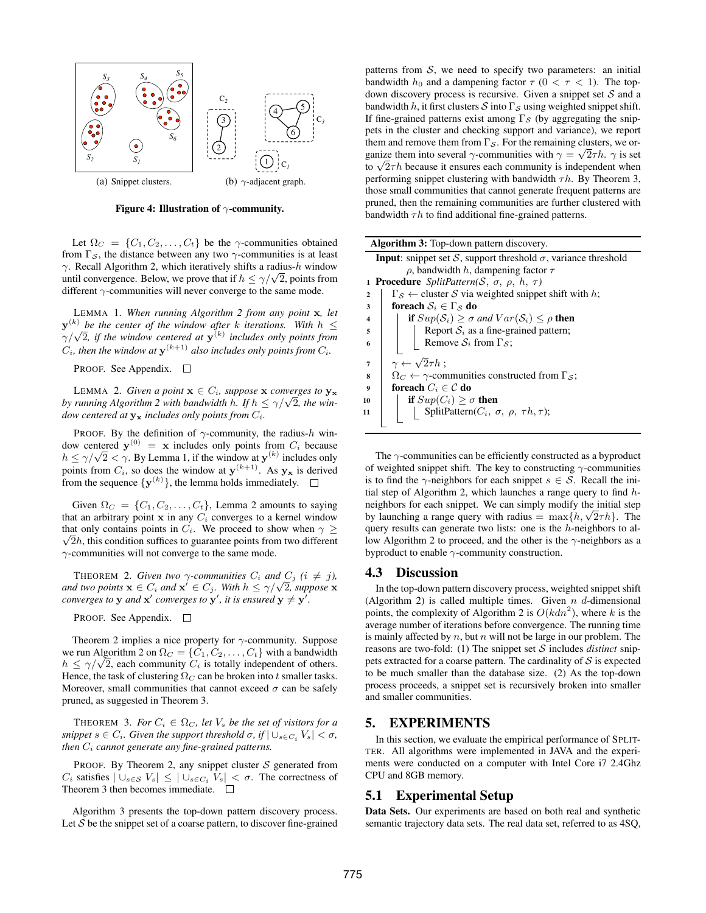(a) Snippet clusters. (b) $\gamma$-adjacent graph.

**Figure 4: Illustration of $\gamma$-community.**

Let $\Omega_C = \{C_1, C_2, \ldots, C_t\}$ be the $\gamma$-communities obtained from $\Gamma_{\mathcal{S}}$, the distance between any two $\gamma$-communities is at least $\gamma$. Recall Algorithm 2, which iteratively shifts a radius-$h$ window until convergence. Below, we prove that if $h \leq \gamma/\sqrt{2}$, points from different $\gamma$-communities will never converge to the same mode.

LEMMA 1. *When running Algorithm 2 from any point* $\mathbf{x}$*, let* $\mathbf{y}^{(k)}$ *be the center of the window after* $k$ *iterations. With* $h \leq \gamma/\sqrt{2}$*, if the window centered at* $\mathbf{y}^{(k)}$ *includes only points from* $C_i$*, then the window at* $\mathbf{y}^{(k+1)}$ *also includes only points from* $C_i$*.*

PROOF. See Appendix. □

LEMMA 2. *Given a point* $\mathbf{x} \in C_i$*, suppose* $\mathbf{x}$ *converges to* $\mathbf{y_x}$ *by running Algorithm 2 with bandwidth* $h$*. If* $h \leq \gamma/\sqrt{2}$*, the window centered at* $\mathbf{y_x}$ *includes only points from* $C_i$*.*

PROOF. By the definition of $\gamma$-community, the radius-$h$ window centered $\mathbf{y}^{(0)} = \mathbf{x}$ includes only points from $C_i$ because $h \leq \gamma/\sqrt{2} < \gamma$. By Lemma 1, if the window at $\mathbf{y}^{(k)}$ includes only points from $C_i$, so does the window at $\mathbf{y}^{(k+1)}$. As $\mathbf{y_x}$ is derived from the sequence $\{\mathbf{y}^{(k)}\}$, the lemma holds immediately. □

Given $\Omega_C = \{C_1, C_2, \ldots, C_t\}$, Lemma 2 amounts to saying that an arbitrary point $\mathbf{x}$ in any $C_i$ converges to a kernel window that only contains points in $C_i$. We proceed to show when $\gamma \geq \sqrt{2}h$, this condition suffices to guarantee points from two different $\gamma$-communities will not converge to the same mode.

THEOREM 2. *Given two* $\gamma$*-communities* $C_i$ *and* $C_j$ *(*$i \neq j$*), and two points* $\mathbf{x} \in C_i$ *and* $\mathbf{x}' \in C_j$*. With* $h \leq \gamma/\sqrt{2}$*, suppose* $\mathbf{x}$ *converges to* $\mathbf{y}$ *and* $\mathbf{x}'$ *converges to* $\mathbf{y}'$*, it is ensured* $\mathbf{y} \neq \mathbf{y}'$*.*

PROOF. See Appendix. □

Theorem 2 implies a nice property for $\gamma$-community. Suppose we run Algorithm 2 on $\Omega_C = \{C_1, C_2, \ldots, C_t\}$ with a bandwidth $h \leq \gamma/\sqrt{2}$, each community $C_i$ is totally independent of others. Hence, the task of clustering $\Omega_C$ can be broken into $t$ smaller tasks. Moreover, small communities that cannot exceed $\sigma$ can be safely pruned, as suggested in Theorem 3.

THEOREM 3. *For* $C_i \in \Omega_C$*, let* $V_s$ *be the set of visitors for a snippet* $s \in C_i$*. Given the support threshold* $\sigma$*, if* $|\cup_{s \in C_i} V_s| < \sigma$*, then* $C_i$ *cannot generate any fine-grained patterns.*

PROOF. By Theorem 2, any snippet cluster $\mathcal{S}$ generated from $C_i$ satisfies $|\cup_{s \in \mathcal{S}} V_s| \leq |\cup_{s \in C_i} V_s| < \sigma$. The correctness of Theorem 3 then becomes immediate. □

Algorithm 3 presents the top-down pattern discovery process. Let $\mathcal{S}$ be the snippet set of a coarse pattern, to discover fine-grained patterns from $\mathcal{S}$, we need to specify two parameters: an initial bandwidth $h_0$ and a dampening factor $\tau$ ($0 < \tau < 1$). The top-down discovery process is recursive. Given a snippet set $\mathcal{S}$ and a bandwidth $h$, it first clusters $\mathcal{S}$ into $\Gamma_{\mathcal{S}}$ using weighted snippet shift. If fine-grained patterns exist among $\Gamma_{\mathcal{S}}$ (by aggregating the snippets in the cluster and checking support and variance), we report them and remove them from $\Gamma_{\mathcal{S}}$. For the remaining clusters, we organize them into several $\gamma$-communities with $\gamma = \sqrt{2}\tau h$. $\gamma$ is set to $\sqrt{2}\tau h$ because it ensures each community is independent when performing snippet clustering with bandwidth $\tau h$. By Theorem 3, those small communities that cannot generate frequent patterns are pruned, then the remaining communities are further clustered with bandwidth $\tau h$ to find additional fine-grained patterns.

**Algorithm 3:** Top-down pattern discovery.

```
  Input: snippet set S, support threshold σ, variance threshold
         ρ, bandwidth h, dampening factor τ
1 Procedure SplitPattern(S, σ, ρ, h, τ)
2   Γ_S ← cluster S via weighted snippet shift with h;
3   foreach S_i ∈ Γ_S do
4     if Sup(S_i) ≥ σ and Var(S_i) ≤ ρ then
5       Report S_i as a fine-grained pattern;
6       Remove S_i from Γ_S;
7   γ ← √2 τh ;
8   Ω_C ← γ-communities constructed from Γ_S;
9   foreach C_i ∈ C do
10    if Sup(C_i) ≥ σ then
11      SplitPattern(C_i, σ, ρ, τh, τ);
```

The $\gamma$-communities can be efficiently constructed as a byproduct of weighted snippet shift. The key to constructing $\gamma$-communities is to find the $\gamma$-neighbors for each snippet $s \in \mathcal{S}$. Recall the initial step of Algorithm 2, which launches a range query to find $h$-neighbors for each snippet. We can simply modify the initial step by launching a range query with radius $= \max\{h, \sqrt{2}\tau h\}$. The query results can generate two lists: one is the $h$-neighbors to allow Algorithm 2 to proceed, and the other is the $\gamma$-neighbors as a byproduct to enable $\gamma$-community construction.

### 4.3 Discussion

In the top-down pattern discovery process, weighted snippet shift (Algorithm 2) is called multiple times. Given $n$ $d$-dimensional points, the complexity of Algorithm 2 is $O(kdn^2)$, where $k$ is the average number of iterations before convergence. The running time is mainly affected by $n$, but $n$ will not be large in our problem. The reasons are two-fold: (1) The snippet set $\mathcal{S}$ includes *distinct* snippets extracted for a coarse pattern. The cardinality of $\mathcal{S}$ is expected to be much smaller than the database size. (2) As the top-down process proceeds, a snippet set is recursively broken into smaller and smaller communities.

## 5. EXPERIMENTS

In this section, we evaluate the empirical performance of SPLITTER. All algorithms were implemented in JAVA and the experiments were conducted on a computer with Intel Core i7 2.4Ghz CPU and 8GB memory.

### 5.1 Experimental Setup

**Data Sets.** Our experiments are based on both real and synthetic semantic trajectory data sets. The real data set, referred to as 4SQ,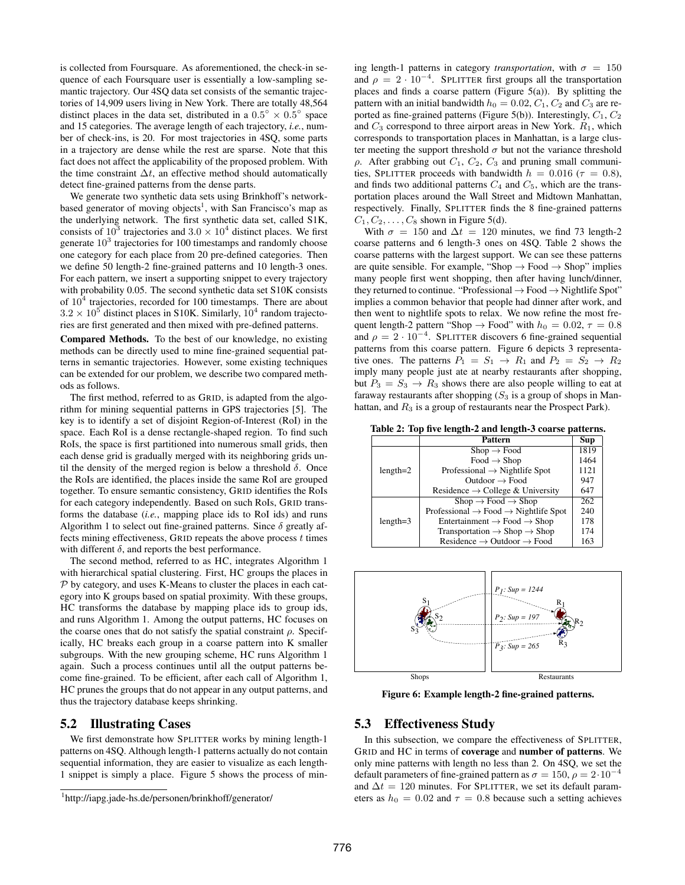is collected from Foursquare. As aforementioned, the check-in sequence of each Foursquare user is essentially a low-sampling semantic trajectory. Our 4SQ data set consists of the semantic trajectories of 14,909 users living in New York. There are totally 48,564 distinct places in the data set, distributed in a $0.5^\circ \times 0.5^\circ$ space and 15 categories. The average length of each trajectory, *i.e.*, number of check-ins, is 20. For most trajectories in 4SQ, some parts in a trajectory are dense while the rest are sparse. Note that this fact does not affect the applicability of the proposed problem. With the time constraint $\Delta t$, an effective method should automatically detect fine-grained patterns from the dense parts.

We generate two synthetic data sets using Brinkhoff's network-based generator of moving objects[1], with San Francisco's map as the underlying network. The first synthetic data set, called S1K, consists of $10^3$ trajectories and $3.0 \times 10^4$ distinct places. We first generate $10^3$ trajectories for 100 timestamps and randomly choose one category for each place from 20 pre-defined categories. Then we define 50 length-2 fine-grained patterns and 10 length-3 ones. For each pattern, we insert a supporting snippet to every trajectory with probability 0.05. The second synthetic data set S10K consists of $10^4$ trajectories, recorded for 100 timestamps. There are about $3.2 \times 10^5$ distinct places in S10K. Similarly, $10^4$ random trajectories are first generated and then mixed with pre-defined patterns.

**Compared Methods.** To the best of our knowledge, no existing methods can be directly used to mine fine-grained sequential patterns in semantic trajectories. However, some existing techniques can be extended for our problem, we describe two compared methods as follows.

The first method, referred to as GRID, is adapted from the algorithm for mining sequential patterns in GPS trajectories [5]. The key is to identify a set of disjoint Region-of-Interest (RoI) in the space. Each RoI is a dense rectangle-shaped region. To find such RoIs, the space is first partitioned into numerous small grids, then each dense grid is gradually merged with its neighboring grids until the density of the merged region is below a threshold $\delta$. Once the RoIs are identified, the places inside the same RoI are grouped together. To ensure semantic consistency, GRID identifies the RoIs for each category independently. Based on such RoIs, GRID transforms the database (*i.e.*, mapping place ids to RoI ids) and runs Algorithm 1 to select out fine-grained patterns. Since $\delta$ greatly affects mining effectiveness, GRID repeats the above process $t$ times with different $\delta$, and reports the best performance.

The second method, referred to as HC, integrates Algorithm 1 with hierarchical spatial clustering. First, HC groups the places in $\mathcal{P}$ by category, and uses K-Means to cluster the places in each category into K groups based on spatial proximity. With these groups, HC transforms the database by mapping place ids to group ids, and runs Algorithm 1. Among the output patterns, HC focuses on the coarse ones that do not satisfy the spatial constraint $\rho$. Specifically, HC breaks each group in a coarse pattern into K smaller subgroups. With the new grouping scheme, HC runs Algorithm 1 again. Such a process continues until all the output patterns become fine-grained. To be efficient, after each call of Algorithm 1, HC prunes the groups that do not appear in any output patterns, and thus the trajectory database keeps shrinking.

## 5.2 Illustrating Cases

We first demonstrate how SPLITTER works by mining length-1 patterns on 4SQ. Although length-1 patterns actually do not contain sequential information, they are easier to visualize as each length-1 snippet is simply a place. Figure 5 shows the process of mining length-1 patterns in category *transportation*, with $\sigma = 150$ and $\rho = 2 \cdot 10^{-4}$. SPLITTER first groups all the transportation places and finds a coarse pattern (Figure 5(a)). By splitting the pattern with an initial bandwidth $h_0 = 0.02$, $C_1$, $C_2$ and $C_3$ are reported as fine-grained patterns (Figure 5(b)). Interestingly, $C_1$, $C_2$ and $C_3$ correspond to three airport areas in New York. $R_1$, which corresponds to transportation places in Manhattan, is a large cluster meeting the support threshold $\sigma$ but not the variance threshold $\rho$. After grabbing out $C_1$, $C_2$, $C_3$ and pruning small communities, SPLITTER proceeds with bandwidth $h = 0.016$ ($\tau = 0.8$), and finds two additional patterns $C_4$ and $C_5$, which are the transportation places around the Wall Street and Midtown Manhattan, respectively. Finally, SPLITTER finds the 8 fine-grained patterns $C_1, C_2, \ldots, C_8$ shown in Figure 5(d).

With $\sigma = 150$ and $\Delta t = 120$ minutes, we find 73 length-2 coarse patterns and 6 length-3 ones on 4SQ. Table 2 shows the coarse patterns with the largest support. We can see these patterns are quite sensible. For example, "Shop → Food → Shop" implies many people first went shopping, then after having lunch/dinner, they returned to continue. "Professional → Food → Nightlife Spot" implies a common behavior that people had dinner after work, and then went to nightlife spots to relax. We now refine the most frequent length-2 pattern "Shop → Food" with $h_0 = 0.02$, $\tau = 0.8$ and $\rho = 2 \cdot 10^{-4}$. SPLITTER discovers 6 fine-grained sequential patterns from this coarse pattern. Figure 6 depicts 3 representative ones. The patterns $P_1 = S_1 \rightarrow R_1$ and $P_2 = S_2 \rightarrow R_2$ imply many people just ate at nearby restaurants after shopping, but $P_3 = S_3 \rightarrow R_3$ shows there are also people willing to eat at faraway restaurants after shopping ($S_3$ is a group of shops in Manhattan, and $R_3$ is a group of restaurants near the Prospect Park).

**Table 2: Top five length-2 and length-3 coarse patterns.**

| | Pattern | Sup |
|---|---|---|
| length=2 | Shop → Food | 1819 |
| | Food → Shop | 1464 |
| | Professional → Nightlife Spot | 1121 |
| | Outdoor → Food | 947 |
| | Residence → College & University | 647 |
| length=3 | Shop → Food → Shop | 262 |
| | Professional → Food → Nightlife Spot | 240 |
| | Entertainment → Food → Shop | 178 |
| | Transportation → Shop → Shop | 174 |
| | Residence → Outdoor → Food | 163 |

**Figure 6: Example length-2 fine-grained patterns.**

## 5.3 Effectiveness Study

In this subsection, we compare the effectiveness of SPLITTER, GRID and HC in terms of **coverage** and **number of patterns**. We only mine patterns with length no less than 2. On 4SQ, we set the default parameters of fine-grained pattern as $\sigma = 150$, $\rho = 2 \cdot 10^{-4}$ and $\Delta t = 120$ minutes. For SPLITTER, we set its default parameters as $h_0 = 0.02$ and $\tau = 0.8$ because such a setting achieves

[1] http://iapg.jade-hs.de/personen/brinkhoff/generator/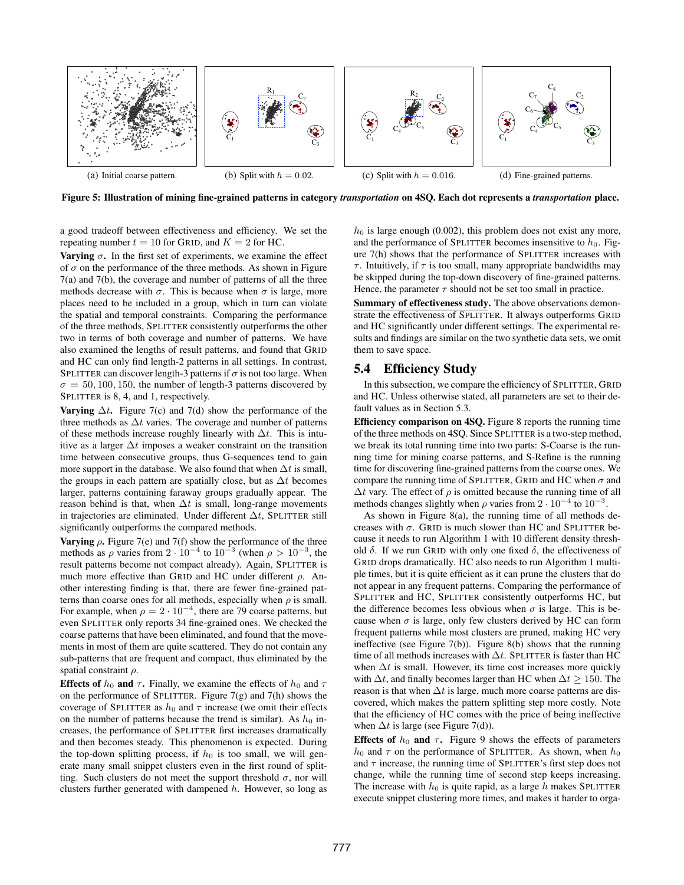(a) Initial coarse pattern. (b) Split with $h = 0.02$. (c) Split with $h = 0.016$. (d) Fine-grained patterns.

**Figure 5: Illustration of mining fine-grained patterns in category *transportation* on 4SQ. Each dot represents a *transportation* place.**

a good tradeoff between effectiveness and efficiency. We set the repeating number $t = 10$ for GRID, and $K = 2$ for HC.

**Varying $\sigma$.** In the first set of experiments, we examine the effect of $\sigma$ on the performance of the three methods. As shown in Figure 7(a) and 7(b), the coverage and number of patterns of all the three methods decrease with $\sigma$. This is because when $\sigma$ is large, more places need to be included in a group, which in turn can violate the spatial and temporal constraints. Comparing the performance of the three methods, SPLITTER consistently outperforms the other two in terms of both coverage and number of patterns. We have also examined the lengths of result patterns, and found that GRID and HC can only find length-2 patterns in all settings. In contrast, SPLITTER can discover length-3 patterns if $\sigma$ is not too large. When $\sigma = 50, 100, 150$, the number of length-3 patterns discovered by SPLITTER is 8, 4, and 1, respectively.

**Varying $\Delta t$.** Figure 7(c) and 7(d) show the performance of the three methods as $\Delta t$ varies. The coverage and number of patterns of these methods increase roughly linearly with $\Delta t$. This is intuitive as a larger $\Delta t$ imposes a weaker constraint on the transition time between consecutive groups, thus G-sequences tend to gain more support in the database. We also found that when $\Delta t$ is small, the groups in each pattern are spatially close, but as $\Delta t$ becomes larger, patterns containing faraway groups gradually appear. The reason behind is that, when $\Delta t$ is small, long-range movements in trajectories are eliminated. Under different $\Delta t$, SPLITTER still significantly outperforms the compared methods.

**Varying $\rho$.** Figure 7(e) and 7(f) show the performance of the three methods as $\rho$ varies from $2 \cdot 10^{-4}$ to $10^{-3}$ (when $\rho > 10^{-3}$, the result patterns become not compact already). Again, SPLITTER is much more effective than GRID and HC under different $\rho$. Another interesting finding is that, there are fewer fine-grained patterns than coarse ones for all methods, especially when $\rho$ is small. For example, when $\rho = 2 \cdot 10^{-4}$, there are 79 coarse patterns, but even SPLITTER only reports 34 fine-grained ones. We checked the coarse patterns that have been eliminated, and found that the movements in most of them are quite scattered. They do not contain any sub-patterns that are frequent and compact, thus eliminated by the spatial constraint $\rho$.

**Effects of $h_0$ and $\tau$.** Finally, we examine the effects of $h_0$ and $\tau$ on the performance of SPLITTER. Figure 7(g) and 7(h) shows the coverage of SPLITTER as $h_0$ and $\tau$ increase (we omit their effects on the number of patterns because the trend is similar). As $h_0$ increases, the performance of SPLITTER first increases dramatically and then becomes steady. This phenomenon is expected. During the top-down splitting process, if $h_0$ is too small, we will generate many small snippet clusters even in the first round of splitting. Such clusters do not meet the support threshold $\sigma$, nor will clusters further generated with dampened $h$. However, so long as $h_0$ is large enough (0.002), this problem does not exist any more, and the performance of SPLITTER becomes insensitive to $h_0$. Figure 7(h) shows that the performance of SPLITTER increases with $\tau$. Intuitively, if $\tau$ is too small, many appropriate bandwidths may be skipped during the top-down discovery of fine-grained patterns. Hence, the parameter $\tau$ should not be set too small in practice.

**Summary of effectiveness study.** The above observations demonstrate the effectiveness of SPLITTER. It always outperforms GRID and HC significantly under different settings. The experimental results and findings are similar on the two synthetic data sets, we omit them to save space.

## 5.4 Efficiency Study

In this subsection, we compare the efficiency of SPLITTER, GRID and HC. Unless otherwise stated, all parameters are set to their default values as in Section 5.3.

**Efficiency comparison on 4SQ.** Figure 8 reports the running time of the three methods on 4SQ. Since SPLITTER is a two-step method, we break its total running time into two parts: S-Coarse is the running time for mining coarse patterns, and S-Refine is the running time for discovering fine-grained patterns from the coarse ones. We compare the running time of SPLITTER, GRID and HC when $\sigma$ and $\Delta t$ vary. The effect of $\rho$ is omitted because the running time of all methods changes slightly when $\rho$ varies from $2 \cdot 10^{-4}$ to $10^{-3}$.

As shown in Figure 8(a), the running time of all methods decreases with $\sigma$. GRID is much slower than HC and SPLITTER because it needs to run Algorithm 1 with 10 different density threshold $\delta$. If we run GRID with only one fixed $\delta$, the effectiveness of GRID drops dramatically. HC also needs to run Algorithm 1 multiple times, but it is quite efficient as it can prune the clusters that do not appear in any frequent patterns. Comparing the performance of SPLITTER and HC, SPLITTER consistently outperforms HC, but the difference becomes less obvious when $\sigma$ is large. This is because when $\sigma$ is large, only few clusters derived by HC can form frequent patterns while most clusters are pruned, making HC very ineffective (see Figure 7(b)). Figure 8(b) shows that the running time of all methods increases with $\Delta t$. SPLITTER is faster than HC when $\Delta t$ is small. However, its time cost increases more quickly with $\Delta t$, and finally becomes larger than HC when $\Delta t \geq 150$. The reason is that when $\Delta t$ is large, much more coarse patterns are discovered, which makes the pattern splitting step more costly. Note that the efficiency of HC comes with the price of being ineffective when $\Delta t$ is large (see Figure 7(d)).

**Effects of $h_0$ and $\tau$.** Figure 9 shows the effects of parameters $h_0$ and $\tau$ on the performance of SPLITTER. As shown, when $h_0$ and $\tau$ increase, the running time of SPLITTER's first step does not change, while the running time of second step keeps increasing. The increase with $h_0$ is quite rapid, as a large $h$ makes SPLITTER execute snippet clustering more times, and makes it harder to orga-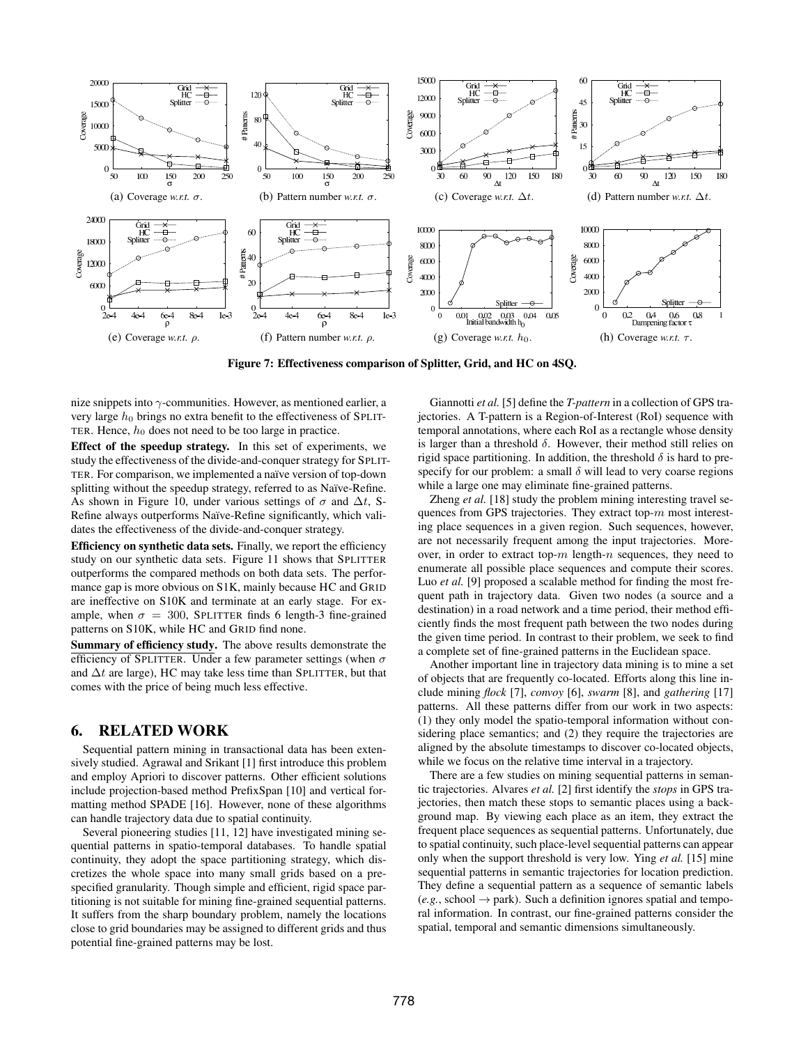(a) Coverage *w.r.t.* $\sigma$.

(b) Pattern number *w.r.t.* $\sigma$.

(c) Coverage *w.r.t.* $\Delta t$.

(d) Pattern number *w.r.t.* $\Delta t$.

(e) Coverage *w.r.t.* $\rho$.

(f) Pattern number *w.r.t.* $\rho$.

(g) Coverage *w.r.t.* $h_0$.

(h) Coverage *w.r.t.* $\tau$.

**Figure 7: Effectiveness comparison of Splitter, Grid, and HC on 4SQ.**

nize snippets into $\gamma$-communities. However, as mentioned earlier, a very large $h_0$ brings no extra benefit to the effectiveness of SPLITTER. Hence, $h_0$ does not need to be too large in practice.

**Effect of the speedup strategy.** In this set of experiments, we study the effectiveness of the divide-and-conquer strategy for SPLITTER. For comparison, we implemented a naïve version of top-down splitting without the speedup strategy, referred to as Naïve-Refine. As shown in Figure 10, under various settings of $\sigma$ and $\Delta t$, S-Refine always outperforms Naïve-Refine significantly, which validates the effectiveness of the divide-and-conquer strategy.

**Efficiency on synthetic data sets.** Finally, we report the efficiency study on our synthetic data sets. Figure 11 shows that SPLITTER outperforms the compared methods on both data sets. The performance gap is more obvious on S1K, mainly because HC and GRID are ineffective on S10K and terminate at an early stage. For example, when $\sigma = 300$, SPLITTER finds 6 length-3 fine-grained patterns on S10K, while HC and GRID find none.

**Summary of efficiency study.** The above results demonstrate the efficiency of SPLITTER. Under a few parameter settings (when $\sigma$ and $\Delta t$ are large), HC may take less time than SPLITTER, but that comes with the price of being much less effective.

## 6. RELATED WORK

Sequential pattern mining in transactional data has been extensively studied. Agrawal and Srikant [1] first introduce this problem and employ Apriori to discover patterns. Other efficient solutions include projection-based method PrefixSpan [10] and vertical formatting method SPADE [16]. However, none of these algorithms can handle trajectory data due to spatial continuity.

Several pioneering studies [11, 12] have investigated mining sequential patterns in spatio-temporal databases. To handle spatial continuity, they adopt the space partitioning strategy, which discretizes the whole space into many small grids based on a prespecified granularity. Though simple and efficient, rigid space partitioning is not suitable for mining fine-grained sequential patterns. It suffers from the sharp boundary problem, namely the locations close to grid boundaries may be assigned to different grids and thus potential fine-grained patterns may be lost.

Giannotti *et al.* [5] define the *T-pattern* in a collection of GPS trajectories. A T-pattern is a Region-of-Interest (RoI) sequence with temporal annotations, where each RoI as a rectangle whose density is larger than a threshold $\delta$. However, their method still relies on rigid space partitioning. In addition, the threshold $\delta$ is hard to prespecify for our problem: a small $\delta$ will lead to very coarse regions while a large one may eliminate fine-grained patterns.

Zheng *et al.* [18] study the problem mining interesting travel sequences from GPS trajectories. They extract top-$m$ most interesting place sequences in a given region. Such sequences, however, are not necessarily frequent among the input trajectories. Moreover, in order to extract top-$m$ length-$n$ sequences, they need to enumerate all possible place sequences and compute their scores. Luo *et al.* [9] proposed a scalable method for finding the most frequent path in trajectory data. Given two nodes (a source and a destination) in a road network and a time period, their method efficiently finds the most frequent path between the two nodes during the given time period. In contrast to their problem, we seek to find a complete set of fine-grained patterns in the Euclidean space.

Another important line in trajectory data mining is to mine a set of objects that are frequently co-located. Efforts along this line include mining *flock* [7], *convoy* [6], *swarm* [8], and *gathering* [17] patterns. All these patterns differ from our work in two aspects: (1) they only model the spatio-temporal information without considering place semantics; and (2) they require the trajectories are aligned by the absolute timestamps to discover co-located objects, while we focus on the relative time interval in a trajectory.

There are a few studies on mining sequential patterns in semantic trajectories. Alvares *et al.* [2] first identify the *stops* in GPS trajectories, then match these stops to semantic places using a background map. By viewing each place as an item, they extract the frequent place sequences as sequential patterns. Unfortunately, due to spatial continuity, such place-level sequential patterns can appear only when the support threshold is very low. Ying *et al.* [15] mine sequential patterns in semantic trajectories for location prediction. They define a sequential pattern as a sequence of semantic labels (*e.g.*, school $\rightarrow$ park). Such a definition ignores spatial and temporal information. In contrast, our fine-grained patterns consider the spatial, temporal and semantic dimensions simultaneously.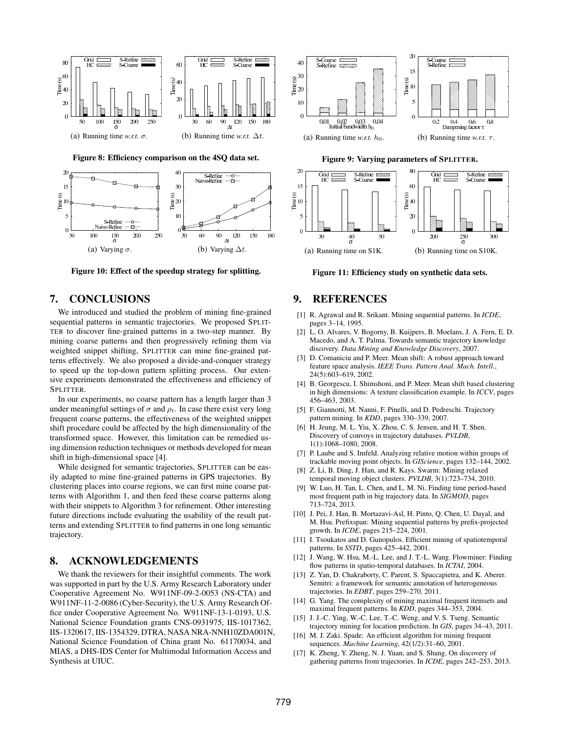(a) Running time *w.r.t.* $\sigma$.

(b) Running time *w.r.t.* $\Delta t$.

**Figure 8: Efficiency comparison on the 4SQ data set.**

(a) Running time *w.r.t.* $h_0$.

(b) Running time *w.r.t.* $\tau$.

**Figure 9: Varying parameters of SPLITTER.**

(a) Varying $\sigma$.

(b) Varying $\Delta t$.

**Figure 10: Effect of the speedup strategy for splitting.**

(a) Running time on S1K.

(b) Running time on S10K.

**Figure 11: Efficiency study on synthetic data sets.**

## 7. CONCLUSIONS

We introduced and studied the problem of mining fine-grained sequential patterns in semantic trajectories. We proposed SPLITTER to discover fine-grained patterns in a two-step manner. By mining coarse patterns and then progressively refining them via weighted snippet shifting, SPLITTER can mine fine-grained patterns effectively. We also proposed a divide-and-conquer strategy to speed up the top-down pattern splitting process. Our extensive experiments demonstrated the effectiveness and efficiency of SPLITTER.

In our experiments, no coarse pattern has a length larger than 3 under meaningful settings of $\sigma$ and $\rho_t$. In case there exist very long frequent coarse patterns, the effectiveness of the weighted snippet shift procedure could be affected by the high dimensionality of the transformed space. However, this limitation can be remedied using dimension reduction techniques or methods developed for mean shift in high-dimensional space [4].

While designed for semantic trajectories, SPLITTER can be easily adapted to mine fine-grained patterns in GPS trajectories. By clustering places into coarse regions, we can first mine coarse patterns with Algorithm 1, and then feed these coarse patterns along with their snippets to Algorithm 3 for refinement. Other interesting future directions include evaluating the usability of the result patterns and extending SPLITTER to find patterns in one long semantic trajectory.

## 8. ACKNOWLEDGEMENTS

We thank the reviewers for their insightful comments. The work was supported in part by the U.S. Army Research Laboratory under Cooperative Agreement No. W911NF-09-2-0053 (NS-CTA) and W911NF-11-2-0086 (Cyber-Security), the U.S. Army Research Office under Cooperative Agreement No. W911NF-13-1-0193, U.S. National Science Foundation grants CNS-0931975, IIS-1017362, IIS-1320617, IIS-1354329, DTRA, NASA NRA-NNH10ZDA001N, National Science Foundation of China grant No. 61170034, and MIAS, a DHS-IDS Center for Multimodal Information Access and Synthesis at UIUC.

## 9. REFERENCES

[1] R. Agrawal and R. Srikant. Mining sequential patterns. In *ICDE*, pages 3–14, 1995.

[2] L. O. Alvares, V. Bogorny, B. Kuijpers, B. Moelans, J. A. Fern, E. D. Macedo, and A. T. Palma. Towards semantic trajectory knowledge discovery. *Data Mining and Knowledge Discovery*, 2007.

[3] D. Comaniciu and P. Meer. Mean shift: A robust approach toward feature space analysis. *IEEE Trans. Pattern Anal. Mach. Intell.*, 24(5):603–619, 2002.

[4] B. Georgescu, I. Shimshoni, and P. Meer. Mean shift based clustering in high dimensions: A texture classification example. In *ICCV*, pages 456–463, 2003.

[5] F. Giannotti, M. Nanni, F. Pinelli, and D. Pedreschi. Trajectory pattern mining. In *KDD*, pages 330–339, 2007.

[6] H. Jeung, M. L. Yiu, X. Zhou, C. S. Jensen, and H. T. Shen. Discovery of convoys in trajectory databases. *PVLDB*, 1(1):1068–1080, 2008.

[7] P. Laube and S. Imfeld. Analyzing relative motion within groups of trackable moving point objects. In *GIScience*, pages 132–144, 2002.

[8] Z. Li, B. Ding, J. Han, and R. Kays. Swarm: Mining relaxed temporal moving object clusters. *PVLDB*, 3(1):723–734, 2010.

[9] W. Luo, H. Tan, L. Chen, and L. M. Ni. Finding time period-based most frequent path in big trajectory data. In *SIGMOD*, pages 713–724, 2013.

[10] J. Pei, J. Han, B. Mortazavi-Asl, H. Pinto, Q. Chen, U. Dayal, and M. Hsu. Prefixspan: Mining sequential patterns by prefix-projected growth. In *ICDE*, pages 215–224, 2001.

[11] I. Tsoukatos and D. Gunopulos. Efficient mining of spatiotemporal patterns. In *SSTD*, pages 425–442, 2001.

[12] J. Wang, W. Hsu, M.-L. Lee, and J. T.-L. Wang. Flowminer: Finding flow patterns in spatio-temporal databases. In *ICTAI*, 2004.

[13] Z. Yan, D. Chakraborty, C. Parent, S. Spaccapietra, and K. Aberer. Semitri: a framework for semantic annotation of heterogeneous trajectories. In *EDBT*, pages 259–270, 2011.

[14] G. Yang. The complexity of mining maximal frequent itemsets and maximal frequent patterns. In *KDD*, pages 344–353, 2004.

[15] J. J.-C. Ying, W.-C. Lee, T.-C. Weng, and V. S. Tseng. Semantic trajectory mining for location prediction. In *GIS*, pages 34–43, 2011.

[16] M. J. Zaki. Spade: An efficient algorithm for mining frequent sequences. *Machine Learning*, 42(1/2):31–60, 2001.

[17] K. Zheng, Y. Zheng, N. J. Yuan, and S. Shang. On discovery of gathering patterns from trajectories. In *ICDE*, pages 242–253, 2013.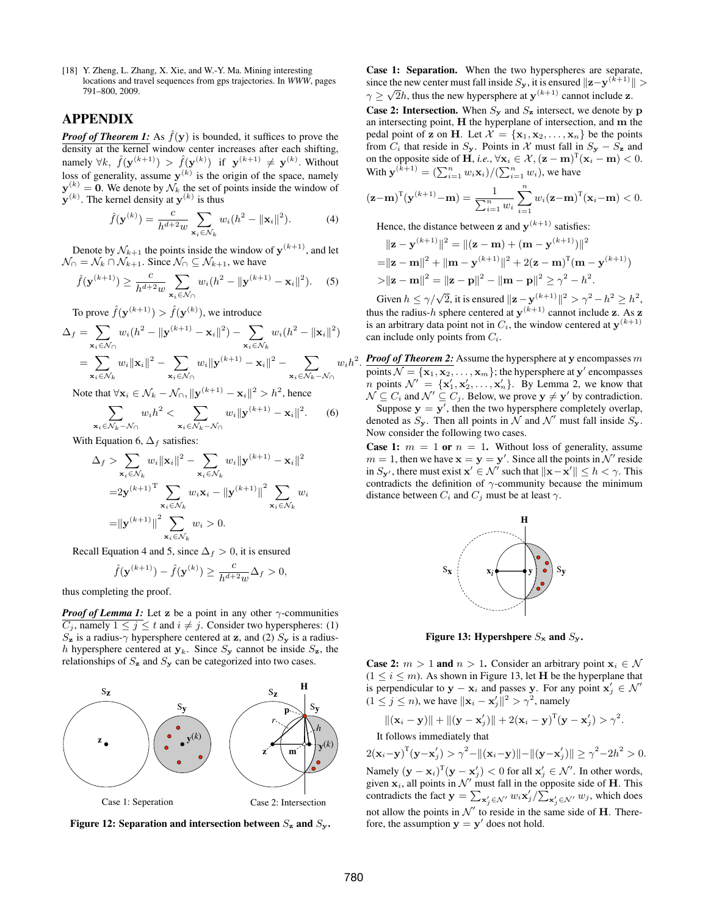[18] Y. Zheng, L. Zhang, X. Xie, and W.-Y. Ma. Mining interesting locations and travel sequences from gps trajectories. In *WWW*, pages 791–800, 2009.

## APPENDIX

***Proof of Theorem 1:*** As $\hat{f}(\mathbf{y})$ is bounded, it suffices to prove the density at the kernel window center increases after each shifting, namely $\forall k$, $\hat{f}(\mathbf{y}^{(k+1)}) > \hat{f}(\mathbf{y}^{(k)})$ if $\mathbf{y}^{(k+1)} \neq \mathbf{y}^{(k)}$. Without loss of generality, assume $\mathbf{y}^{(k)}$ is the origin of the space, namely $\mathbf{y}^{(k)} = \mathbf{0}$. We denote by $\mathcal{N}_k$ the set of points inside the window of $\mathbf{y}^{(k)}$. The kernel density at $\mathbf{y}^{(k)}$ is thus

$$\hat{f}(\mathbf{y}^{(k)}) = \frac{c}{h^{d+2}w} \sum_{\mathbf{x}_i \in \mathcal{N}_k} w_i(h^2 - \|\mathbf{x}_i\|^2). \tag{4}$$

Denote by $\mathcal{N}_{k+1}$ the points inside the window of $\mathbf{y}^{(k+1)}$, and let $\mathcal{N}_\cap = \mathcal{N}_k \cap \mathcal{N}_{k+1}$. Since $\mathcal{N}_\cap \subseteq \mathcal{N}_{k+1}$, we have

$$\hat{f}(\mathbf{y}^{(k+1)}) \geq \frac{c}{h^{d+2}w} \sum_{\mathbf{x}_i \in \mathcal{N}_\cap} w_i(h^2 - \|\mathbf{y}^{(k+1)} - \mathbf{x}_i\|^2). \tag{5}$$

To prove $\hat{f}(\mathbf{y}^{(k+1)}) > \hat{f}(\mathbf{y}^{(k)})$, we introduce

$$\begin{aligned}
\Delta_f &= \sum_{\mathbf{x}_i \in \mathcal{N}_\cap} w_i(h^2 - \|\mathbf{y}^{(k+1)} - \mathbf{x}_i\|^2) - \sum_{\mathbf{x}_i \in \mathcal{N}_k} w_i(h^2 - \|\mathbf{x}_i\|^2) \\
&= \sum_{\mathbf{x}_i \in \mathcal{N}_k} w_i\|\mathbf{x}_i\|^2 - \sum_{\mathbf{x}_i \in \mathcal{N}_\cap} w_i\|\mathbf{y}^{(k+1)} - \mathbf{x}_i\|^2 - \sum_{\mathbf{x}_i \in \mathcal{N}_k - \mathcal{N}_\cap} w_i h^2.
\end{aligned}$$

Note that $\forall \mathbf{x}_i \in \mathcal{N}_k - \mathcal{N}_\cap, \|\mathbf{y}^{(k+1)} - \mathbf{x}_i\|^2 > h^2$, hence

$$\sum_{\mathbf{x}_i \in \mathcal{N}_k - \mathcal{N}_\cap} w_i h^2 < \sum_{\mathbf{x}_i \in \mathcal{N}_k - \mathcal{N}_\cap} w_i\|\mathbf{y}^{(k+1)} - \mathbf{x}_i\|^2. \tag{6}$$

With Equation 6, $\Delta_f$ satisfies:

$$\begin{aligned}
\Delta_f &> \sum_{\mathbf{x}_i \in \mathcal{N}_k} w_i\|\mathbf{x}_i\|^2 - \sum_{\mathbf{x}_i \in \mathcal{N}_k} w_i\|\mathbf{y}^{(k+1)} - \mathbf{x}_i\|^2 \\
&= 2{\mathbf{y}^{(k+1)}}^{\mathrm{T}} \sum_{\mathbf{x}_i \in \mathcal{N}_k} w_i\mathbf{x}_i - \|\mathbf{y}^{(k+1)}\|^2 \sum_{\mathbf{x}_i \in \mathcal{N}_k} w_i \\
&= \|\mathbf{y}^{(k+1)}\|^2 \sum_{\mathbf{x}_i \in \mathcal{N}_k} w_i > 0.
\end{aligned}$$

Recall Equation 4 and 5, since $\Delta_f > 0$, it is ensured

$$\hat{f}(\mathbf{y}^{(k+1)}) - \hat{f}(\mathbf{y}^{(k)}) \geq \frac{c}{h^{d+2}w}\Delta_f > 0,$$

thus completing the proof.

***Proof of Lemma 1:*** Let $\mathbf{z}$ be a point in any other $\gamma$-communities $C_j$, namely $1 \leq j \leq t$ and $i \neq j$. Consider two hyperspheres: (1) $S_\mathbf{z}$ is a radius-$\gamma$ hypersphere centered at $\mathbf{z}$, and (2) $S_\mathbf{y}$ is a radius-$h$ hypersphere centered at $\mathbf{y}_k$. Since $S_\mathbf{y}$ cannot be inside $S_\mathbf{z}$, the relationships of $S_\mathbf{z}$ and $S_\mathbf{y}$ can be categorized into two cases.

Case 1: Seperation

Case 2: Intersection

**Figure 12: Separation and intersection between $S_\mathbf{z}$ and $S_\mathbf{y}$.**

**Case 1: Separation.** When the two hyperspheres are separate, since the new center must fall inside $S_\mathbf{y}$, it is ensured $\|\mathbf{z} - \mathbf{y}^{(k+1)}\| > \gamma \geq \sqrt{2}h$, thus the new hypersphere at $\mathbf{y}^{(k+1)}$ cannot include $\mathbf{z}$.

**Case 2: Intersection.** When $S_\mathbf{y}$ and $S_\mathbf{z}$ intersect, we denote by $\mathbf{p}$ an intersecting point, $\mathbf{H}$ the hyperplane of intersection, and $\mathbf{m}$ the pedal point of $\mathbf{z}$ on $\mathbf{H}$. Let $\mathcal{X} = \{\mathbf{x}_1, \mathbf{x}_2, \ldots, \mathbf{x}_n\}$ be the points from $C_i$ that reside in $S_\mathbf{y}$. Points in $\mathcal{X}$ must fall in $S_\mathbf{y} - S_\mathbf{z}$ and on the opposite side of $\mathbf{H}$, *i.e.*, $\forall \mathbf{x}_i \in \mathcal{X}, (\mathbf{z} - \mathbf{m})^{\mathrm{T}}(\mathbf{x}_i - \mathbf{m}) < 0$. With $\mathbf{y}^{(k+1)} = (\sum_{i=1}^n w_i\mathbf{x}_i)/(\sum_{i=1}^n w_i)$, we have

$$(\mathbf{z} - \mathbf{m})^{\mathrm{T}}(\mathbf{y}^{(k+1)} - \mathbf{m}) = \frac{1}{\sum_{i=1}^n w_i} \sum_{i=1}^n w_i(\mathbf{z} - \mathbf{m})^{\mathrm{T}}(\mathbf{x}_i - \mathbf{m}) < 0.$$

Hence, the distance between $\mathbf{z}$ and $\mathbf{y}^{(k+1)}$ satisfies:

$$\begin{aligned}
&\|\mathbf{z} - \mathbf{y}^{(k+1)}\|^2 = \|(\mathbf{z} - \mathbf{m}) + (\mathbf{m} - \mathbf{y}^{(k+1)})\|^2 \\
=&\|\mathbf{z} - \mathbf{m}\|^2 + \|\mathbf{m} - \mathbf{y}^{(k+1)}\|^2 + 2(\mathbf{z} - \mathbf{m})^{\mathrm{T}}(\mathbf{m} - \mathbf{y}^{(k+1)}) \\
>&\|\mathbf{z} - \mathbf{m}\|^2 = \|\mathbf{z} - \mathbf{p}\|^2 - \|\mathbf{m} - \mathbf{p}\|^2 \geq \gamma^2 - h^2.
\end{aligned}$$

Given $h \leq \gamma/\sqrt{2}$, it is ensured $\|\mathbf{z} - \mathbf{y}^{(k+1)}\|^2 > \gamma^2 - h^2 \geq h^2$, thus the radius-$h$ sphere centered at $\mathbf{y}^{(k+1)}$ cannot include $\mathbf{z}$. As $\mathbf{z}$ is an arbitrary data point not in $C_i$, the window centered at $\mathbf{y}^{(k+1)}$ can include only points from $C_i$.

***Proof of Theorem 2:*** Assume the hypersphere at $\mathbf{y}$ encompasses $m$ points $\mathcal{N} = \{\mathbf{x}_1, \mathbf{x}_2, \ldots, \mathbf{x}_m\}$; the hypersphere at $\mathbf{y}'$ encompasses $n$ points $\mathcal{N}' = \{\mathbf{x}'_1, \mathbf{x}'_2, \ldots, \mathbf{x}'_n\}$. By Lemma 2, we know that $\mathcal{N} \subseteq C_i$ and $\mathcal{N}' \subseteq C_j$. Below, we prove $\mathbf{y} \neq \mathbf{y}'$ by contradiction.

Suppose $\mathbf{y} = \mathbf{y}'$, then the two hypersphere completely overlap, denoted as $S_\mathbf{y}$. Then all points in $\mathcal{N}$ and $\mathcal{N}'$ must fall inside $S_\mathbf{y}$. Now consider the following two cases.

**Case 1:** $m = 1$ **or** $n = 1$. Without loss of generality, assume $m = 1$, then we have $\mathbf{x} = \mathbf{y} = \mathbf{y}'$. Since all the points in $\mathcal{N}'$ reside in $S_{\mathbf{y}'}$, there must exist $\mathbf{x}' \in \mathcal{N}'$ such that $\|\mathbf{x} - \mathbf{x}'\| \leq h < \gamma$. This contradicts the definition of $\gamma$-community because the minimum distance between $C_i$ and $C_j$ must be at least $\gamma$.

**Figure 13: Hypershpere $S_\mathbf{x}$ and $S_\mathbf{y}$.**

**Case 2:** $m > 1$ **and** $n > 1$. Consider an arbitrary point $\mathbf{x}_i \in \mathcal{N}$ $(1 \leq i \leq m)$. As shown in Figure 13, let $\mathbf{H}$ be the hyperplane that is perpendicular to $\mathbf{y} - \mathbf{x}_i$ and passes $\mathbf{y}$. For any point $\mathbf{x}'_j \in \mathcal{N}'$ $(1 \leq j \leq n)$, we have $\|\mathbf{x}_i - \mathbf{x}'_j\|^2 > \gamma^2$, namely

$$\|(\mathbf{x}_i - \mathbf{y})\| + \|(\mathbf{y} - \mathbf{x}'_j)\| + 2(\mathbf{x}_i - \mathbf{y})^{\mathrm{T}}(\mathbf{y} - \mathbf{x}'_j) > \gamma^2.$$

It follows immediately that

$$2(\mathbf{x}_i - \mathbf{y})^{\mathrm{T}}(\mathbf{y} - \mathbf{x}'_j) > \gamma^2 - \|(\mathbf{x}_i - \mathbf{y})\| - \|(\mathbf{y} - \mathbf{x}'_j)\| \geq \gamma^2 - 2h^2 > 0.$$

Namely $(\mathbf{y} - \mathbf{x}_i)^{\mathrm{T}}(\mathbf{y} - \mathbf{x}'_j) < 0$ for all $\mathbf{x}'_j \in \mathcal{N}'$. In other words, given $\mathbf{x}_i$, all points in $\mathcal{N}'$ must fall in the opposite side of $\mathbf{H}$. This contradicts the fact $\mathbf{y} = \sum_{\mathbf{x}'_j \in \mathcal{N}'} w_i\mathbf{x}'_j / \sum_{\mathbf{x}'_j \in \mathcal{N}'} w_j$, which does not allow the points in $\mathcal{N}'$ to reside in the same side of $\mathbf{H}$. Therefore, the assumption $\mathbf{y} = \mathbf{y}'$ does not hold.